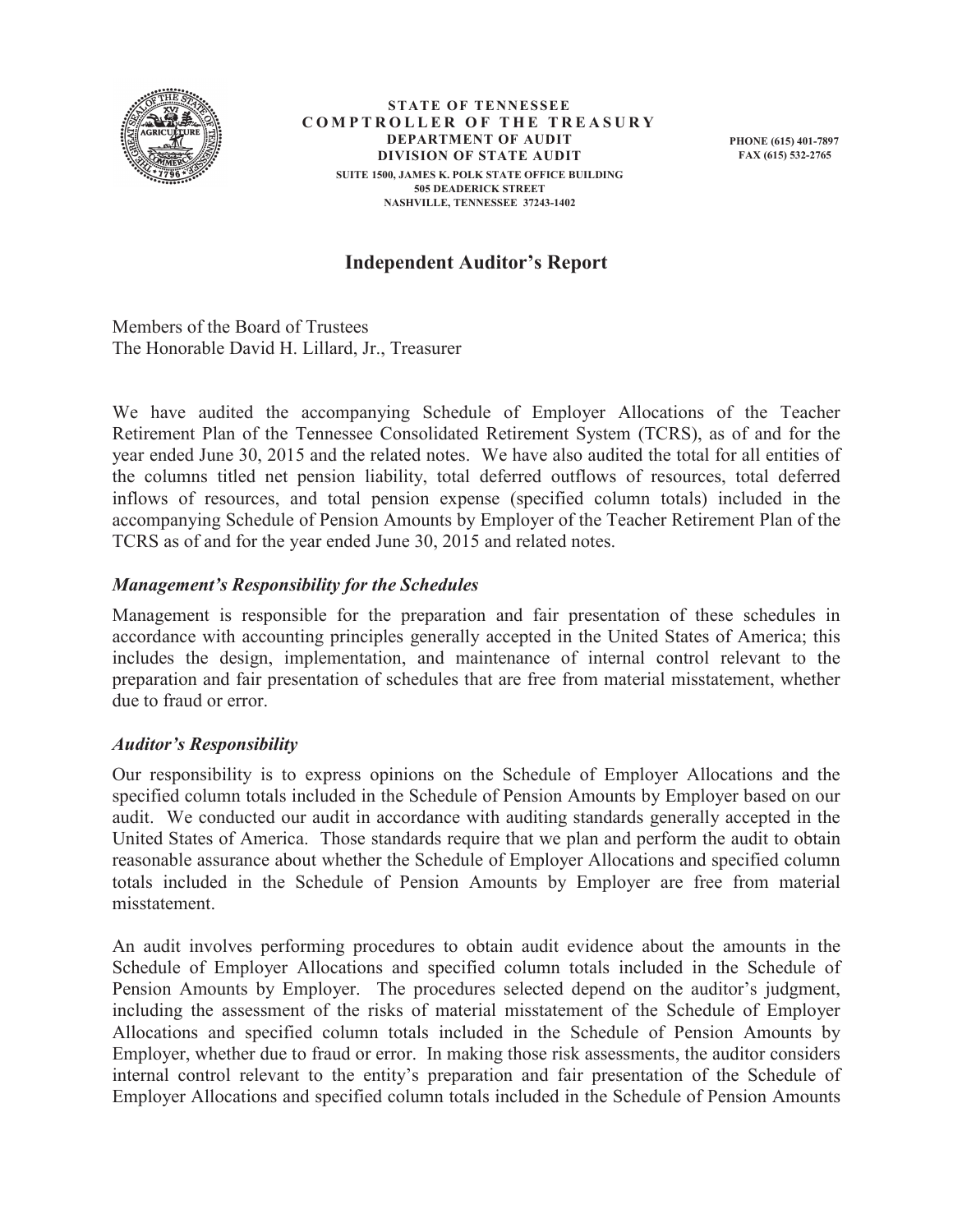STATE OF TENNESSEE
COMPTROLLER OF THE TREASURY
DEPARTMENT OF AUDIT
DIVISION OF STATE AUDIT
SUITE 1500, JAMES K. POLK STATE OFFICE BUILDING
505 DEADERICK STREET
NASHVILLE, TENNESSEE 37243-1402

PHONE (615) 401-7897
FAX (615) 532-2765

# Independent Auditor's Report

Members of the Board of Trustees
The Honorable David H. Lillard, Jr., Treasurer

We have audited the accompanying Schedule of Employer Allocations of the Teacher Retirement Plan of the Tennessee Consolidated Retirement System (TCRS), as of and for the year ended June 30, 2015 and the related notes. We have also audited the total for all entities of the columns titled net pension liability, total deferred outflows of resources, total deferred inflows of resources, and total pension expense (specified column totals) included in the accompanying Schedule of Pension Amounts by Employer of the Teacher Retirement Plan of the TCRS as of and for the year ended June 30, 2015 and related notes.

### *Management's Responsibility for the Schedules*

Management is responsible for the preparation and fair presentation of these schedules in accordance with accounting principles generally accepted in the United States of America; this includes the design, implementation, and maintenance of internal control relevant to the preparation and fair presentation of schedules that are free from material misstatement, whether due to fraud or error.

### *Auditor's Responsibility*

Our responsibility is to express opinions on the Schedule of Employer Allocations and the specified column totals included in the Schedule of Pension Amounts by Employer based on our audit. We conducted our audit in accordance with auditing standards generally accepted in the United States of America. Those standards require that we plan and perform the audit to obtain reasonable assurance about whether the Schedule of Employer Allocations and specified column totals included in the Schedule of Pension Amounts by Employer are free from material misstatement.

An audit involves performing procedures to obtain audit evidence about the amounts in the Schedule of Employer Allocations and specified column totals included in the Schedule of Pension Amounts by Employer. The procedures selected depend on the auditor's judgment, including the assessment of the risks of material misstatement of the Schedule of Employer Allocations and specified column totals included in the Schedule of Pension Amounts by Employer, whether due to fraud or error. In making those risk assessments, the auditor considers internal control relevant to the entity's preparation and fair presentation of the Schedule of Employer Allocations and specified column totals included in the Schedule of Pension Amounts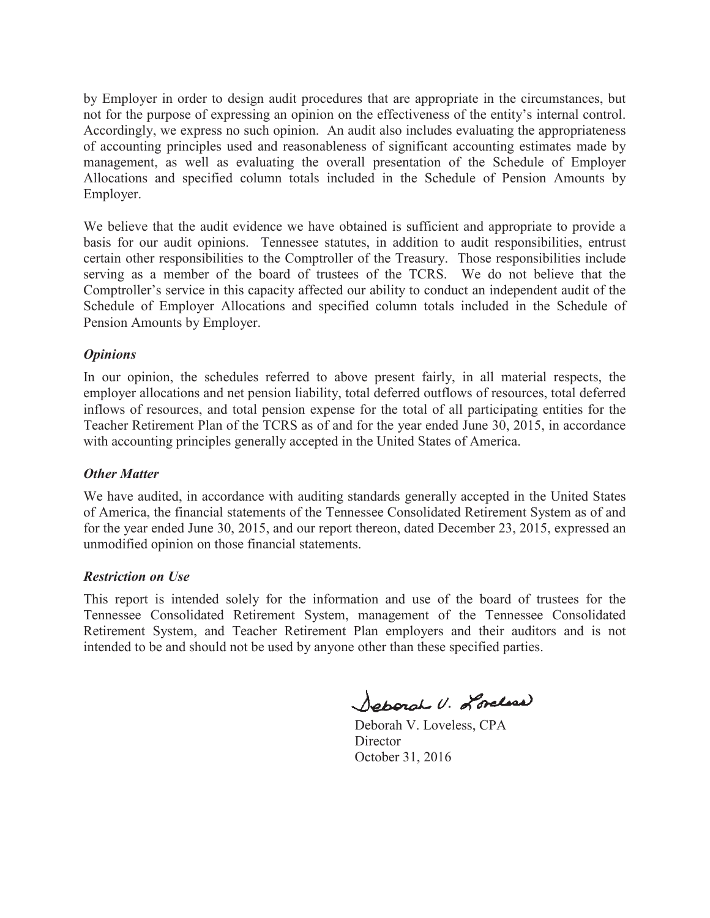by Employer in order to design audit procedures that are appropriate in the circumstances, but not for the purpose of expressing an opinion on the effectiveness of the entity's internal control. Accordingly, we express no such opinion. An audit also includes evaluating the appropriateness of accounting principles used and reasonableness of significant accounting estimates made by management, as well as evaluating the overall presentation of the Schedule of Employer Allocations and specified column totals included in the Schedule of Pension Amounts by Employer.

We believe that the audit evidence we have obtained is sufficient and appropriate to provide a basis for our audit opinions. Tennessee statutes, in addition to audit responsibilities, entrust certain other responsibilities to the Comptroller of the Treasury. Those responsibilities include serving as a member of the board of trustees of the TCRS. We do not believe that the Comptroller's service in this capacity affected our ability to conduct an independent audit of the Schedule of Employer Allocations and specified column totals included in the Schedule of Pension Amounts by Employer.

***Opinions***

In our opinion, the schedules referred to above present fairly, in all material respects, the employer allocations and net pension liability, total deferred outflows of resources, total deferred inflows of resources, and total pension expense for the total of all participating entities for the Teacher Retirement Plan of the TCRS as of and for the year ended June 30, 2015, in accordance with accounting principles generally accepted in the United States of America.

***Other Matter***

We have audited, in accordance with auditing standards generally accepted in the United States of America, the financial statements of the Tennessee Consolidated Retirement System as of and for the year ended June 30, 2015, and our report thereon, dated December 23, 2015, expressed an unmodified opinion on those financial statements.

***Restriction on Use***

This report is intended solely for the information and use of the board of trustees for the Tennessee Consolidated Retirement System, management of the Tennessee Consolidated Retirement System, and Teacher Retirement Plan employers and their auditors and is not intended to be and should not be used by anyone other than these specified parties.

Deborah V. Loveless

Deborah V. Loveless, CPA
Director
October 31, 2016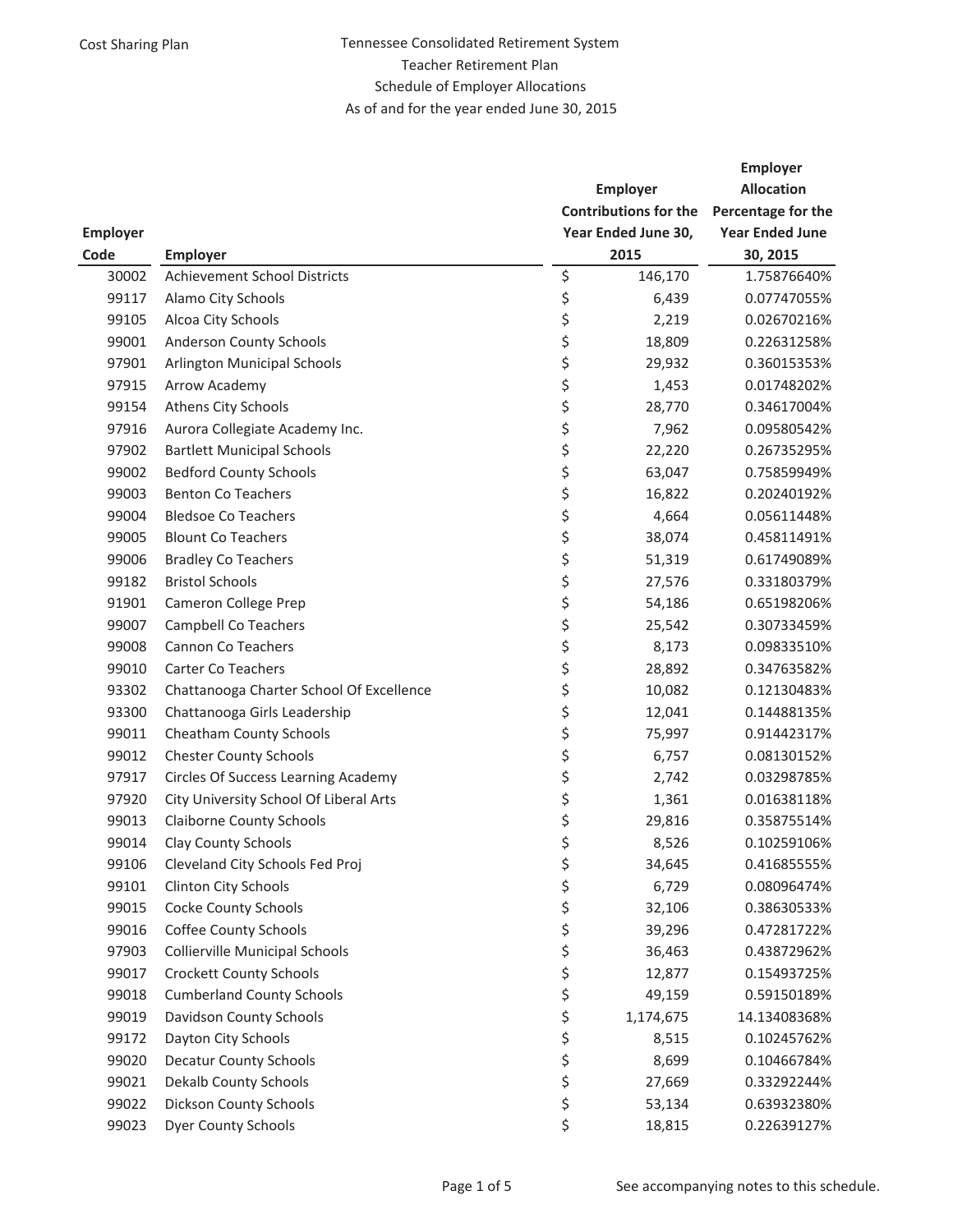Cost Sharing Plan

# Tennessee Consolidated Retirement System
## Teacher Retirement Plan
### Schedule of Employer Allocations
### As of and for the year ended June 30, 2015

| Employer Code | Employer | Employer Contributions for the Year Ended June 30, 2015 | Employer Allocation Percentage for the Year Ended June 30, 2015 |
|---|---|---|---|
| 30002 | Achievement School Districts | $ 146,170 | 1.75876640% |
| 99117 | Alamo City Schools | $ 6,439 | 0.07747055% |
| 99105 | Alcoa City Schools | $ 2,219 | 0.02670216% |
| 99001 | Anderson County Schools | $ 18,809 | 0.22631258% |
| 97901 | Arlington Municipal Schools | $ 29,932 | 0.36015353% |
| 97915 | Arrow Academy | $ 1,453 | 0.01748202% |
| 99154 | Athens City Schools | $ 28,770 | 0.34617004% |
| 97916 | Aurora Collegiate Academy Inc. | $ 7,962 | 0.09580542% |
| 97902 | Bartlett Municipal Schools | $ 22,220 | 0.26735295% |
| 99002 | Bedford County Schools | $ 63,047 | 0.75859949% |
| 99003 | Benton Co Teachers | $ 16,822 | 0.20240192% |
| 99004 | Bledsoe Co Teachers | $ 4,664 | 0.05611448% |
| 99005 | Blount Co Teachers | $ 38,074 | 0.45811491% |
| 99006 | Bradley Co Teachers | $ 51,319 | 0.61749089% |
| 99182 | Bristol Schools | $ 27,576 | 0.33180379% |
| 91901 | Cameron College Prep | $ 54,186 | 0.65198206% |
| 99007 | Campbell Co Teachers | $ 25,542 | 0.30733459% |
| 99008 | Cannon Co Teachers | $ 8,173 | 0.09833510% |
| 99010 | Carter Co Teachers | $ 28,892 | 0.34763582% |
| 93302 | Chattanooga Charter School Of Excellence | $ 10,082 | 0.12130483% |
| 93300 | Chattanooga Girls Leadership | $ 12,041 | 0.14488135% |
| 99011 | Cheatham County Schools | $ 75,997 | 0.91442317% |
| 99012 | Chester County Schools | $ 6,757 | 0.08130152% |
| 97917 | Circles Of Success Learning Academy | $ 2,742 | 0.03298785% |
| 97920 | City University School Of Liberal Arts | $ 1,361 | 0.01638118% |
| 99013 | Claiborne County Schools | $ 29,816 | 0.35875514% |
| 99014 | Clay County Schools | $ 8,526 | 0.10259106% |
| 99106 | Cleveland City Schools Fed Proj | $ 34,645 | 0.41685555% |
| 99101 | Clinton City Schools | $ 6,729 | 0.08096474% |
| 99015 | Cocke County Schools | $ 32,106 | 0.38630533% |
| 99016 | Coffee County Schools | $ 39,296 | 0.47281722% |
| 97903 | Collierville Municipal Schools | $ 36,463 | 0.43872962% |
| 99017 | Crockett County Schools | $ 12,877 | 0.15493725% |
| 99018 | Cumberland County Schools | $ 49,159 | 0.59150189% |
| 99019 | Davidson County Schools | $ 1,174,675 | 14.13408368% |
| 99172 | Dayton City Schools | $ 8,515 | 0.10245762% |
| 99020 | Decatur County Schools | $ 8,699 | 0.10466784% |
| 99021 | Dekalb County Schools | $ 27,669 | 0.33292244% |
| 99022 | Dickson County Schools | $ 53,134 | 0.63932380% |
| 99023 | Dyer County Schools | $ 18,815 | 0.22639127% |

See accompanying notes to this schedule.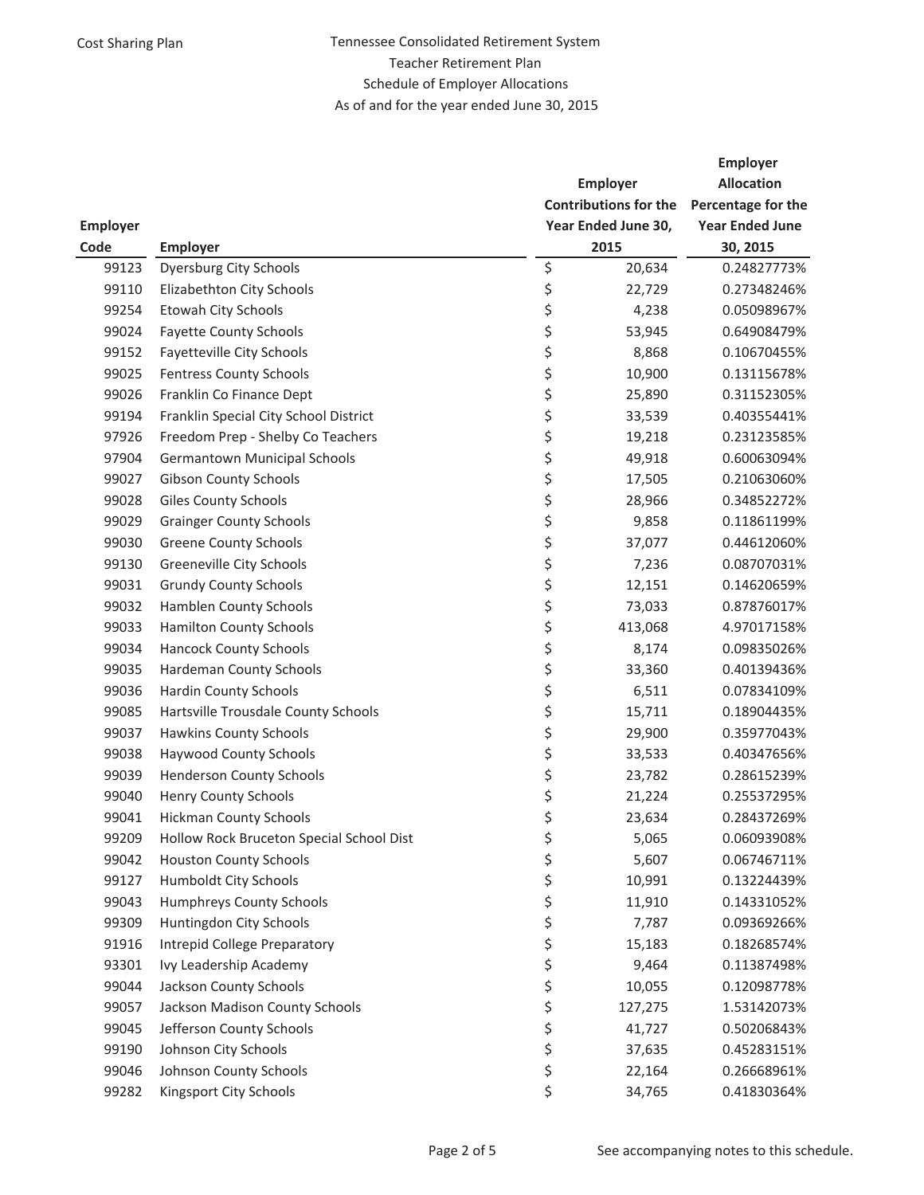Cost Sharing Plan

# Tennessee Consolidated Retirement System
## Teacher Retirement Plan
### Schedule of Employer Allocations
### As of and for the year ended June 30, 2015

| Employer Code | Employer | Employer Contributions for the Year Ended June 30, 2015 | Employer Allocation Percentage for the Year Ended June 30, 2015 |
|---|---|---|---|
| 99123 | Dyersburg City Schools | $ 20,634 | 0.24827773% |
| 99110 | Elizabethton City Schools | $ 22,729 | 0.27348246% |
| 99254 | Etowah City Schools | $ 4,238 | 0.05098967% |
| 99024 | Fayette County Schools | $ 53,945 | 0.64908479% |
| 99152 | Fayetteville City Schools | $ 8,868 | 0.10670455% |
| 99025 | Fentress County Schools | $ 10,900 | 0.13115678% |
| 99026 | Franklin Co Finance Dept | $ 25,890 | 0.31152305% |
| 99194 | Franklin Special City School District | $ 33,539 | 0.40355441% |
| 97926 | Freedom Prep - Shelby Co Teachers | $ 19,218 | 0.23123585% |
| 97904 | Germantown Municipal Schools | $ 49,918 | 0.60063094% |
| 99027 | Gibson County Schools | $ 17,505 | 0.21063060% |
| 99028 | Giles County Schools | $ 28,966 | 0.34852272% |
| 99029 | Grainger County Schools | $ 9,858 | 0.11861199% |
| 99030 | Greene County Schools | $ 37,077 | 0.44612060% |
| 99130 | Greeneville City Schools | $ 7,236 | 0.08707031% |
| 99031 | Grundy County Schools | $ 12,151 | 0.14620659% |
| 99032 | Hamblen County Schools | $ 73,033 | 0.87876017% |
| 99033 | Hamilton County Schools | $ 413,068 | 4.97017158% |
| 99034 | Hancock County Schools | $ 8,174 | 0.09835026% |
| 99035 | Hardeman County Schools | $ 33,360 | 0.40139436% |
| 99036 | Hardin County Schools | $ 6,511 | 0.07834109% |
| 99085 | Hartsville Trousdale County Schools | $ 15,711 | 0.18904435% |
| 99037 | Hawkins County Schools | $ 29,900 | 0.35977043% |
| 99038 | Haywood County Schools | $ 33,533 | 0.40347656% |
| 99039 | Henderson County Schools | $ 23,782 | 0.28615239% |
| 99040 | Henry County Schools | $ 21,224 | 0.25537295% |
| 99041 | Hickman County Schools | $ 23,634 | 0.28437269% |
| 99209 | Hollow Rock Bruceton Special School Dist | $ 5,065 | 0.06093908% |
| 99042 | Houston County Schools | $ 5,607 | 0.06746711% |
| 99127 | Humboldt City Schools | $ 10,991 | 0.13224439% |
| 99043 | Humphreys County Schools | $ 11,910 | 0.14331052% |
| 99309 | Huntingdon City Schools | $ 7,787 | 0.09369266% |
| 91916 | Intrepid College Preparatory | $ 15,183 | 0.18268574% |
| 93301 | Ivy Leadership Academy | $ 9,464 | 0.11387498% |
| 99044 | Jackson County Schools | $ 10,055 | 0.12098778% |
| 99057 | Jackson Madison County Schools | $ 127,275 | 1.53142073% |
| 99045 | Jefferson County Schools | $ 41,727 | 0.50206843% |
| 99190 | Johnson City Schools | $ 37,635 | 0.45283151% |
| 99046 | Johnson County Schools | $ 22,164 | 0.26668961% |
| 99282 | Kingsport City Schools | $ 34,765 | 0.41830364% |

See accompanying notes to this schedule.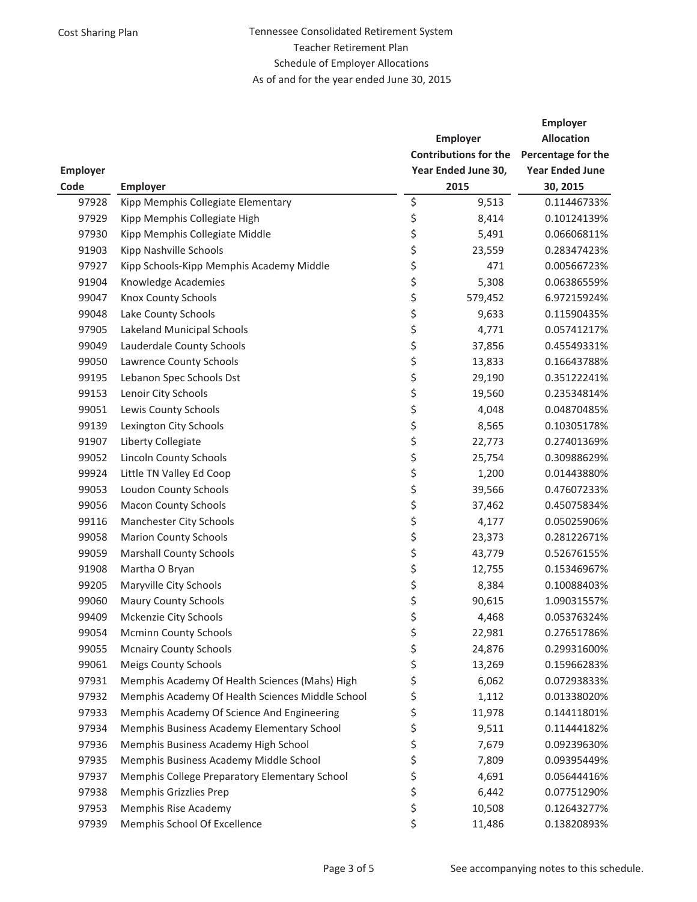Cost Sharing Plan

# Tennessee Consolidated Retirement System
## Teacher Retirement Plan
### Schedule of Employer Allocations
### As of and for the year ended June 30, 2015

| Employer Code | Employer | Employer Contributions for the Year Ended June 30, 2015 | Employer Allocation Percentage for the Year Ended June 30, 2015 |
|---|---|---|---|
| 97928 | Kipp Memphis Collegiate Elementary | $ 9,513 | 0.11446733% |
| 97929 | Kipp Memphis Collegiate High | $ 8,414 | 0.10124139% |
| 97930 | Kipp Memphis Collegiate Middle | $ 5,491 | 0.06606811% |
| 91903 | Kipp Nashville Schools | $ 23,559 | 0.28347423% |
| 97927 | Kipp Schools-Kipp Memphis Academy Middle | $ 471 | 0.00566723% |
| 91904 | Knowledge Academies | $ 5,308 | 0.06386559% |
| 99047 | Knox County Schools | $ 579,452 | 6.97215924% |
| 99048 | Lake County Schools | $ 9,633 | 0.11590435% |
| 97905 | Lakeland Municipal Schools | $ 4,771 | 0.05741217% |
| 99049 | Lauderdale County Schools | $ 37,856 | 0.45549331% |
| 99050 | Lawrence County Schools | $ 13,833 | 0.16643788% |
| 99195 | Lebanon Spec Schools Dst | $ 29,190 | 0.35122241% |
| 99153 | Lenoir City Schools | $ 19,560 | 0.23534814% |
| 99051 | Lewis County Schools | $ 4,048 | 0.04870485% |
| 99139 | Lexington City Schools | $ 8,565 | 0.10305178% |
| 91907 | Liberty Collegiate | $ 22,773 | 0.27401369% |
| 99052 | Lincoln County Schools | $ 25,754 | 0.30988629% |
| 99924 | Little TN Valley Ed Coop | $ 1,200 | 0.01443880% |
| 99053 | Loudon County Schools | $ 39,566 | 0.47607233% |
| 99056 | Macon County Schools | $ 37,462 | 0.45075834% |
| 99116 | Manchester City Schools | $ 4,177 | 0.05025906% |
| 99058 | Marion County Schools | $ 23,373 | 0.28122671% |
| 99059 | Marshall County Schools | $ 43,779 | 0.52676155% |
| 91908 | Martha O Bryan | $ 12,755 | 0.15346967% |
| 99205 | Maryville City Schools | $ 8,384 | 0.10088403% |
| 99060 | Maury County Schools | $ 90,615 | 1.09031557% |
| 99409 | Mckenzie City Schools | $ 4,468 | 0.05376324% |
| 99054 | Mcminn County Schools | $ 22,981 | 0.27651786% |
| 99055 | Mcnairy County Schools | $ 24,876 | 0.29931600% |
| 99061 | Meigs County Schools | $ 13,269 | 0.15966283% |
| 97931 | Memphis Academy Of Health Sciences (Mahs) High | $ 6,062 | 0.07293833% |
| 97932 | Memphis Academy Of Health Sciences Middle School | $ 1,112 | 0.01338020% |
| 97933 | Memphis Academy Of Science And Engineering | $ 11,978 | 0.14411801% |
| 97934 | Memphis Business Academy Elementary School | $ 9,511 | 0.11444182% |
| 97936 | Memphis Business Academy High School | $ 7,679 | 0.09239630% |
| 97935 | Memphis Business Academy Middle School | $ 7,809 | 0.09395449% |
| 97937 | Memphis College Preparatory Elementary School | $ 4,691 | 0.05644416% |
| 97938 | Memphis Grizzlies Prep | $ 6,442 | 0.07751290% |
| 97953 | Memphis Rise Academy | $ 10,508 | 0.12643277% |
| 97939 | Memphis School Of Excellence | $ 11,486 | 0.13820893% |

See accompanying notes to this schedule.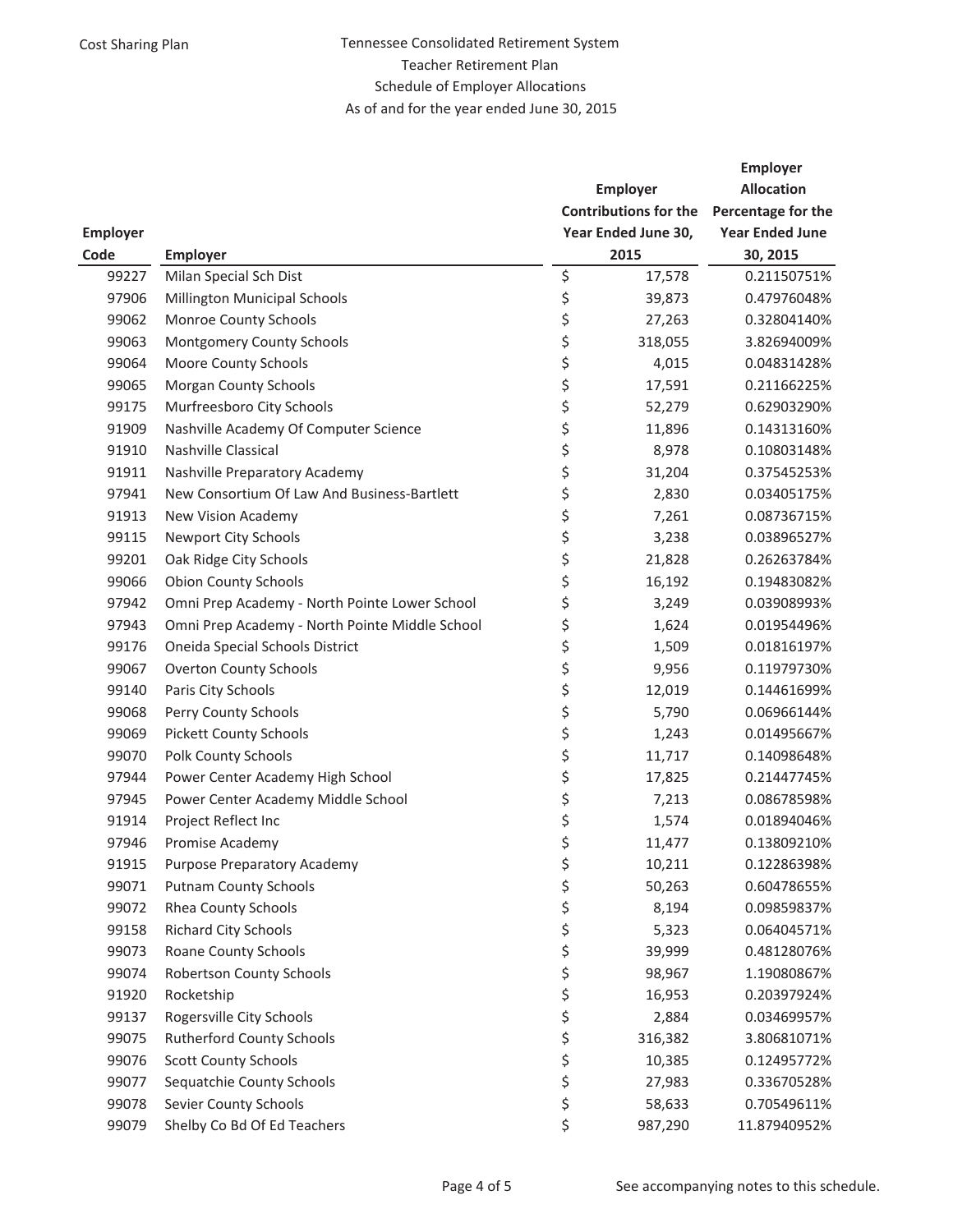Cost Sharing Plan

# Tennessee Consolidated Retirement System
## Teacher Retirement Plan
### Schedule of Employer Allocations
### As of and for the year ended June 30, 2015

| Employer Code | Employer | Employer Contributions for the Year Ended June 30, 2015 | Employer Allocation Percentage for the Year Ended June 30, 2015 |
|---|---|---|---|
| 99227 | Milan Special Sch Dist | $ 17,578 | 0.21150751% |
| 97906 | Millington Municipal Schools | $ 39,873 | 0.47976048% |
| 99062 | Monroe County Schools | $ 27,263 | 0.32804140% |
| 99063 | Montgomery County Schools | $ 318,055 | 3.82694009% |
| 99064 | Moore County Schools | $ 4,015 | 0.04831428% |
| 99065 | Morgan County Schools | $ 17,591 | 0.21166225% |
| 99175 | Murfreesboro City Schools | $ 52,279 | 0.62903290% |
| 91909 | Nashville Academy Of Computer Science | $ 11,896 | 0.14313160% |
| 91910 | Nashville Classical | $ 8,978 | 0.10803148% |
| 91911 | Nashville Preparatory Academy | $ 31,204 | 0.37545253% |
| 97941 | New Consortium Of Law And Business-Bartlett | $ 2,830 | 0.03405175% |
| 91913 | New Vision Academy | $ 7,261 | 0.08736715% |
| 99115 | Newport City Schools | $ 3,238 | 0.03896527% |
| 99201 | Oak Ridge City Schools | $ 21,828 | 0.26263784% |
| 99066 | Obion County Schools | $ 16,192 | 0.19483082% |
| 97942 | Omni Prep Academy - North Pointe Lower School | $ 3,249 | 0.03908993% |
| 97943 | Omni Prep Academy - North Pointe Middle School | $ 1,624 | 0.01954496% |
| 99176 | Oneida Special Schools District | $ 1,509 | 0.01816197% |
| 99067 | Overton County Schools | $ 9,956 | 0.11979730% |
| 99140 | Paris City Schools | $ 12,019 | 0.14461699% |
| 99068 | Perry County Schools | $ 5,790 | 0.06966144% |
| 99069 | Pickett County Schools | $ 1,243 | 0.01495667% |
| 99070 | Polk County Schools | $ 11,717 | 0.14098648% |
| 97944 | Power Center Academy High School | $ 17,825 | 0.21447745% |
| 97945 | Power Center Academy Middle School | $ 7,213 | 0.08678598% |
| 91914 | Project Reflect Inc | $ 1,574 | 0.01894046% |
| 97946 | Promise Academy | $ 11,477 | 0.13809210% |
| 91915 | Purpose Preparatory Academy | $ 10,211 | 0.12286398% |
| 99071 | Putnam County Schools | $ 50,263 | 0.60478655% |
| 99072 | Rhea County Schools | $ 8,194 | 0.09859837% |
| 99158 | Richard City Schools | $ 5,323 | 0.06404571% |
| 99073 | Roane County Schools | $ 39,999 | 0.48128076% |
| 99074 | Robertson County Schools | $ 98,967 | 1.19080867% |
| 91920 | Rocketship | $ 16,953 | 0.20397924% |
| 99137 | Rogersville City Schools | $ 2,884 | 0.03469957% |
| 99075 | Rutherford County Schools | $ 316,382 | 3.80681071% |
| 99076 | Scott County Schools | $ 10,385 | 0.12495772% |
| 99077 | Sequatchie County Schools | $ 27,983 | 0.33670528% |
| 99078 | Sevier County Schools | $ 58,633 | 0.70549611% |
| 99079 | Shelby Co Bd Of Ed Teachers | $ 987,290 | 11.87940952% |

See accompanying notes to this schedule.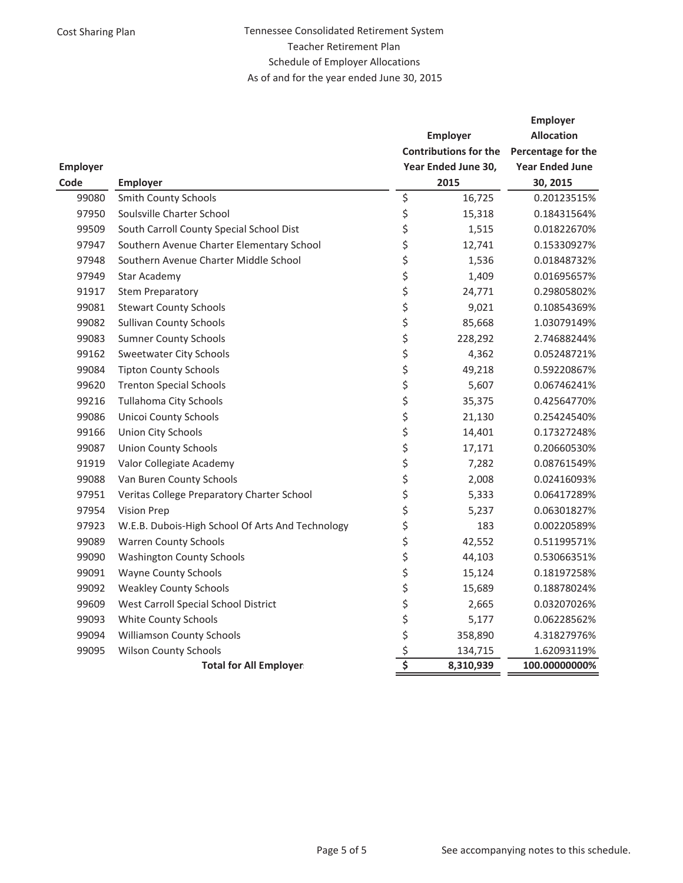Cost Sharing Plan

# Tennessee Consolidated Retirement System
## Teacher Retirement Plan
## Schedule of Employer Allocations
### As of and for the year ended June 30, 2015

| Employer Code | Employer | Employer Contributions for the Year Ended June 30, 2015 | Employer Allocation Percentage for the Year Ended June 30, 2015 |
|---|---|---|---|
| 99080 | Smith County Schools | $ 16,725 | 0.20123515% |
| 97950 | Soulsville Charter School | $ 15,318 | 0.18431564% |
| 99509 | South Carroll County Special School Dist | $ 1,515 | 0.01822670% |
| 97947 | Southern Avenue Charter Elementary School | $ 12,741 | 0.15330927% |
| 97948 | Southern Avenue Charter Middle School | $ 1,536 | 0.01848732% |
| 97949 | Star Academy | $ 1,409 | 0.01695657% |
| 91917 | Stem Preparatory | $ 24,771 | 0.29805802% |
| 99081 | Stewart County Schools | $ 9,021 | 0.10854369% |
| 99082 | Sullivan County Schools | $ 85,668 | 1.03079149% |
| 99083 | Sumner County Schools | $ 228,292 | 2.74688244% |
| 99162 | Sweetwater City Schools | $ 4,362 | 0.05248721% |
| 99084 | Tipton County Schools | $ 49,218 | 0.59220867% |
| 99620 | Trenton Special Schools | $ 5,607 | 0.06746241% |
| 99216 | Tullahoma City Schools | $ 35,375 | 0.42564770% |
| 99086 | Unicoi County Schools | $ 21,130 | 0.25424540% |
| 99166 | Union City Schools | $ 14,401 | 0.17327248% |
| 99087 | Union County Schools | $ 17,171 | 0.20660530% |
| 91919 | Valor Collegiate Academy | $ 7,282 | 0.08761549% |
| 99088 | Van Buren County Schools | $ 2,008 | 0.02416093% |
| 97951 | Veritas College Preparatory Charter School | $ 5,333 | 0.06417289% |
| 97954 | Vision Prep | $ 5,237 | 0.06301827% |
| 97923 | W.E.B. Dubois-High School Of Arts And Technology | $ 183 | 0.00220589% |
| 99089 | Warren County Schools | $ 42,552 | 0.51199571% |
| 99090 | Washington County Schools | $ 44,103 | 0.53066351% |
| 99091 | Wayne County Schools | $ 15,124 | 0.18197258% |
| 99092 | Weakley County Schools | $ 15,689 | 0.18878024% |
| 99609 | West Carroll Special School District | $ 2,665 | 0.03207026% |
| 99093 | White County Schools | $ 5,177 | 0.06228562% |
| 99094 | Williamson County Schools | $ 358,890 | 4.31827976% |
| 99095 | Wilson County Schools | $ 134,715 | 1.62093119% |
| | **Total for All Employers** | **$ 8,310,939** | **100.00000000%** |

See accompanying notes to this schedule.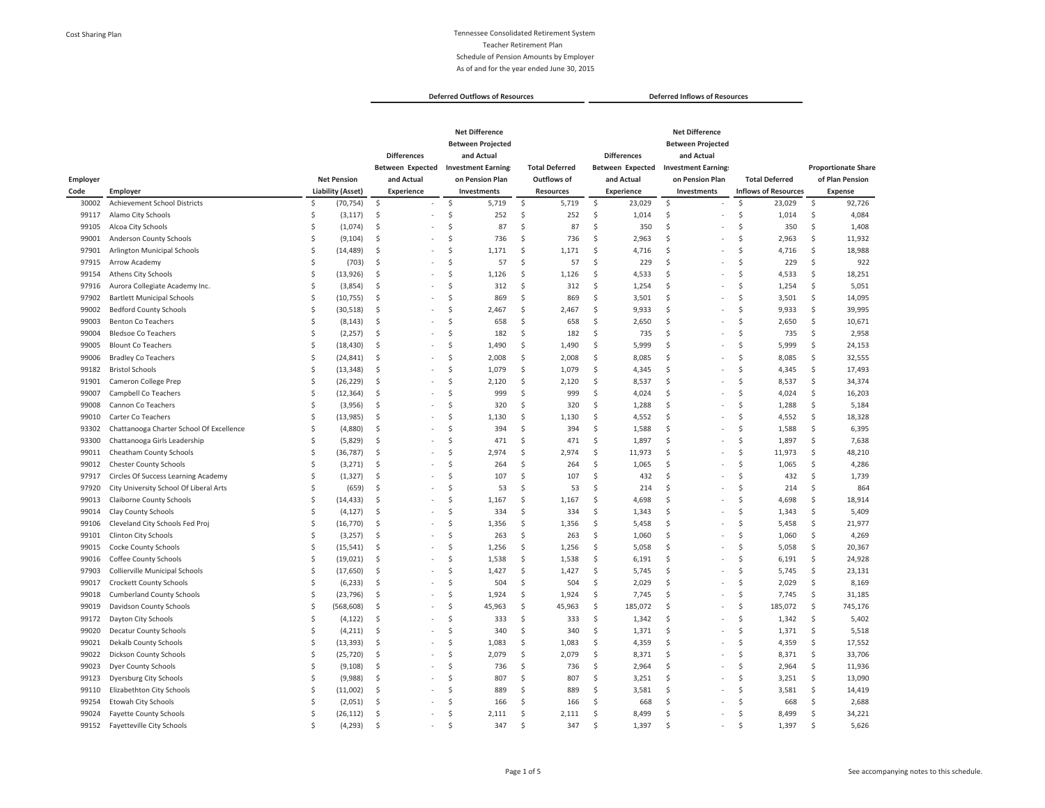Cost Sharing Plan

# Tennessee Consolidated Retirement System
## Teacher Retirement Plan
### Schedule of Pension Amounts by Employer
### As of and for the year ended June 30, 2015

| | | | Deferred Outflows of Resources | | | Deferred Inflows of Resources | | | |
|---|---|---|---|---|---|---|---|---|---|
| Employer Code | Employer | Net Pension Liability (Asset) | Differences Between Expected and Actual Experience | Net Difference Between Projected and Actual Investment Earnings on Pension Plan Investments | Total Deferred Outflows of Resources | Differences Between Expected and Actual Experience | Net Difference Between Projected and Actual Investment Earnings on Pension Plan Investments | Total Deferred Inflows of Resources | Proportionate Share of Plan Pension Expense |
| 30002 | Achievement School Districts | $ (70,754) | $ - | $ 5,719 | $ 5,719 | $ 23,029 | $ - | $ 23,029 | $ 92,726 |
| 99117 | Alamo City Schools | $ (3,117) | $ - | $ 252 | $ 252 | $ 1,014 | $ - | $ 1,014 | $ 4,084 |
| 99105 | Alcoa City Schools | $ (1,074) | $ - | $ 87 | $ 87 | $ 350 | $ - | $ 350 | $ 1,408 |
| 99001 | Anderson County Schools | $ (9,104) | $ - | $ 736 | $ 736 | $ 2,963 | $ - | $ 2,963 | $ 11,932 |
| 97901 | Arlington Municipal Schools | $ (14,489) | $ - | $ 1,171 | $ 1,171 | $ 4,716 | $ - | $ 4,716 | $ 18,988 |
| 97915 | Arrow Academy | $ (703) | $ - | $ 57 | $ 57 | $ 229 | $ - | $ 229 | $ 922 |
| 99154 | Athens City Schools | $ (13,926) | $ - | $ 1,126 | $ 1,126 | $ 4,533 | $ - | $ 4,533 | $ 18,251 |
| 97916 | Aurora Collegiate Academy Inc. | $ (3,854) | $ - | $ 312 | $ 312 | $ 1,254 | $ - | $ 1,254 | $ 5,051 |
| 97902 | Bartlett Municipal Schools | $ (10,755) | $ - | $ 869 | $ 869 | $ 3,501 | $ - | $ 3,501 | $ 14,095 |
| 99002 | Bedford County Schools | $ (30,518) | $ - | $ 2,467 | $ 2,467 | $ 9,933 | $ - | $ 9,933 | $ 39,995 |
| 99003 | Benton Co Teachers | $ (8,143) | $ - | $ 658 | $ 658 | $ 2,650 | $ - | $ 2,650 | $ 10,671 |
| 99004 | Bledsoe Co Teachers | $ (2,257) | $ - | $ 182 | $ 182 | $ 735 | $ - | $ 735 | $ 2,958 |
| 99005 | Blount Co Teachers | $ (18,430) | $ - | $ 1,490 | $ 1,490 | $ 5,999 | $ - | $ 5,999 | $ 24,153 |
| 99006 | Bradley Co Teachers | $ (24,841) | $ - | $ 2,008 | $ 2,008 | $ 8,085 | $ - | $ 8,085 | $ 32,555 |
| 99182 | Bristol Schools | $ (13,348) | $ - | $ 1,079 | $ 1,079 | $ 4,345 | $ - | $ 4,345 | $ 17,493 |
| 91901 | Cameron College Prep | $ (26,229) | $ - | $ 2,120 | $ 2,120 | $ 8,537 | $ - | $ 8,537 | $ 34,374 |
| 99007 | Campbell Co Teachers | $ (12,364) | $ - | $ 999 | $ 999 | $ 4,024 | $ - | $ 4,024 | $ 16,203 |
| 99008 | Cannon Co Teachers | $ (3,956) | $ - | $ 320 | $ 320 | $ 1,288 | $ - | $ 1,288 | $ 5,184 |
| 99010 | Carter Co Teachers | $ (13,985) | $ - | $ 1,130 | $ 1,130 | $ 4,552 | $ - | $ 4,552 | $ 18,328 |
| 93302 | Chattanooga Charter School Of Excellence | $ (4,880) | $ - | $ 394 | $ 394 | $ 1,588 | $ - | $ 1,588 | $ 6,395 |
| 93300 | Chattanooga Girls Leadership | $ (5,829) | $ - | $ 471 | $ 471 | $ 1,897 | $ - | $ 1,897 | $ 7,638 |
| 99011 | Cheatham County Schools | $ (36,787) | $ - | $ 2,974 | $ 2,974 | $ 11,973 | $ - | $ 11,973 | $ 48,210 |
| 99012 | Chester County Schools | $ (3,271) | $ - | $ 264 | $ 264 | $ 1,065 | $ - | $ 1,065 | $ 4,286 |
| 97917 | Circles Of Success Learning Academy | $ (1,327) | $ - | $ 107 | $ 107 | $ 432 | $ - | $ 432 | $ 1,739 |
| 97920 | City University School Of Liberal Arts | $ (659) | $ - | $ 53 | $ 53 | $ 214 | $ - | $ 214 | $ 864 |
| 99013 | Claiborne County Schools | $ (14,433) | $ - | $ 1,167 | $ 1,167 | $ 4,698 | $ - | $ 4,698 | $ 18,914 |
| 99014 | Clay County Schools | $ (4,127) | $ - | $ 334 | $ 334 | $ 1,343 | $ - | $ 1,343 | $ 5,409 |
| 99106 | Cleveland City Schools Fed Proj | $ (16,770) | $ - | $ 1,356 | $ 1,356 | $ 5,458 | $ - | $ 5,458 | $ 21,977 |
| 99101 | Clinton City Schools | $ (3,257) | $ - | $ 263 | $ 263 | $ 1,060 | $ - | $ 1,060 | $ 4,269 |
| 99015 | Cocke County Schools | $ (15,541) | $ - | $ 1,256 | $ 1,256 | $ 5,058 | $ - | $ 5,058 | $ 20,367 |
| 99016 | Coffee County Schools | $ (19,021) | $ - | $ 1,538 | $ 1,538 | $ 6,191 | $ - | $ 6,191 | $ 24,928 |
| 97903 | Collierville Municipal Schools | $ (17,650) | $ - | $ 1,427 | $ 1,427 | $ 5,745 | $ - | $ 5,745 | $ 23,131 |
| 99017 | Crockett County Schools | $ (6,233) | $ - | $ 504 | $ 504 | $ 2,029 | $ - | $ 2,029 | $ 8,169 |
| 99018 | Cumberland County Schools | $ (23,796) | $ - | $ 1,924 | $ 1,924 | $ 7,745 | $ - | $ 7,745 | $ 31,185 |
| 99019 | Davidson County Schools | $ (568,608) | $ - | $ 45,963 | $ 45,963 | $ 185,072 | $ - | $ 185,072 | $ 745,176 |
| 99172 | Dayton City Schools | $ (4,122) | $ - | $ 333 | $ 333 | $ 1,342 | $ - | $ 1,342 | $ 5,402 |
| 99020 | Decatur County Schools | $ (4,211) | $ - | $ 340 | $ 340 | $ 1,371 | $ - | $ 1,371 | $ 5,518 |
| 99021 | Dekalb County Schools | $ (13,393) | $ - | $ 1,083 | $ 1,083 | $ 4,359 | $ - | $ 4,359 | $ 17,552 |
| 99022 | Dickson County Schools | $ (25,720) | $ - | $ 2,079 | $ 2,079 | $ 8,371 | $ - | $ 8,371 | $ 33,706 |
| 99023 | Dyer County Schools | $ (9,108) | $ - | $ 736 | $ 736 | $ 2,964 | $ - | $ 2,964 | $ 11,936 |
| 99123 | Dyersburg City Schools | $ (9,988) | $ - | $ 807 | $ 807 | $ 3,251 | $ - | $ 3,251 | $ 13,090 |
| 99110 | Elizabethton City Schools | $ (11,002) | $ - | $ 889 | $ 889 | $ 3,581 | $ - | $ 3,581 | $ 14,419 |
| 99254 | Etowah City Schools | $ (2,051) | $ - | $ 166 | $ 166 | $ 668 | $ - | $ 668 | $ 2,688 |
| 99024 | Fayette County Schools | $ (26,112) | $ - | $ 2,111 | $ 2,111 | $ 8,499 | $ - | $ 8,499 | $ 34,221 |
| 99152 | Fayetteville City Schools | $ (4,293) | $ - | $ 347 | $ 347 | $ 1,397 | $ - | $ 1,397 | $ 5,626 |

See accompanying notes to this schedule.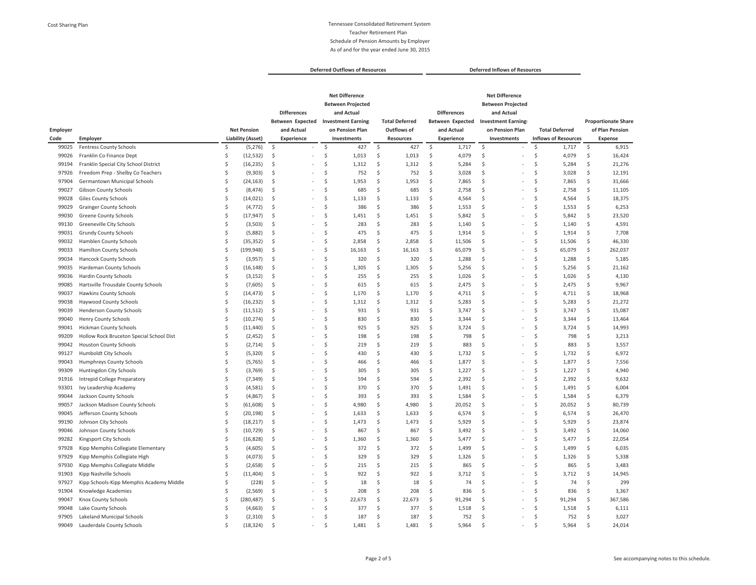Cost Sharing Plan

# Tennessee Consolidated Retirement System
## Teacher Retirement Plan
### Schedule of Pension Amounts by Employer
As of and for the year ended June 30, 2015

| | | | Deferred Outflows of Resources | | | Deferred Inflows of Resources | | | |
|---|---|---|---|---|---|---|---|---|---|
| Employer Code | Employer | Net Pension Liability (Asset) | Differences Between Expected and Actual Experience | Net Difference Between Projected and Actual Investment Earnings on Pension Plan Investments | Total Deferred Outflows of Resources | Differences Between Expected and Actual Experience | Net Difference Between Projected and Actual Investment Earnings on Pension Plan Investments | Total Deferred Inflows of Resources | Proportionate Share of Plan Pension Expense |
| 99025 | Fentress County Schools | $ (5,276) | $ - | $ 427 | $ 427 | $ 1,717 | $ - | $ 1,717 | $ 6,915 |
| 99026 | Franklin Co Finance Dept | $ (12,532) | $ - | $ 1,013 | $ 1,013 | $ 4,079 | $ - | $ 4,079 | $ 16,424 |
| 99194 | Franklin Special City School District | $ (16,235) | $ - | $ 1,312 | $ 1,312 | $ 5,284 | $ - | $ 5,284 | $ 21,276 |
| 97926 | Freedom Prep - Shelby Co Teachers | $ (9,303) | $ - | $ 752 | $ 752 | $ 3,028 | $ - | $ 3,028 | $ 12,191 |
| 97904 | Germantown Municipal Schools | $ (24,163) | $ - | $ 1,953 | $ 1,953 | $ 7,865 | $ - | $ 7,865 | $ 31,666 |
| 99027 | Gibson County Schools | $ (8,474) | $ - | $ 685 | $ 685 | $ 2,758 | $ - | $ 2,758 | $ 11,105 |
| 99028 | Giles County Schools | $ (14,021) | $ - | $ 1,133 | $ 1,133 | $ 4,564 | $ - | $ 4,564 | $ 18,375 |
| 99029 | Grainger County Schools | $ (4,772) | $ - | $ 386 | $ 386 | $ 1,553 | $ - | $ 1,553 | $ 6,253 |
| 99030 | Greene County Schools | $ (17,947) | $ - | $ 1,451 | $ 1,451 | $ 5,842 | $ - | $ 5,842 | $ 23,520 |
| 99130 | Greeneville City Schools | $ (3,503) | $ - | $ 283 | $ 283 | $ 1,140 | $ - | $ 1,140 | $ 4,591 |
| 99031 | Grundy County Schools | $ (5,882) | $ - | $ 475 | $ 475 | $ 1,914 | $ - | $ 1,914 | $ 7,708 |
| 99032 | Hamblen County Schools | $ (35,352) | $ - | $ 2,858 | $ 2,858 | $ 11,506 | $ - | $ 11,506 | $ 46,330 |
| 99033 | Hamilton County Schools | $ (199,948) | $ - | $ 16,163 | $ 16,163 | $ 65,079 | $ - | $ 65,079 | $ 262,037 |
| 99034 | Hancock County Schools | $ (3,957) | $ - | $ 320 | $ 320 | $ 1,288 | $ - | $ 1,288 | $ 5,185 |
| 99035 | Hardeman County Schools | $ (16,148) | $ - | $ 1,305 | $ 1,305 | $ 5,256 | $ - | $ 5,256 | $ 21,162 |
| 99036 | Hardin County Schools | $ (3,152) | $ - | $ 255 | $ 255 | $ 1,026 | $ - | $ 1,026 | $ 4,130 |
| 99085 | Hartsville Trousdale County Schools | $ (7,605) | $ - | $ 615 | $ 615 | $ 2,475 | $ - | $ 2,475 | $ 9,967 |
| 99037 | Hawkins County Schools | $ (14,473) | $ - | $ 1,170 | $ 1,170 | $ 4,711 | $ - | $ 4,711 | $ 18,968 |
| 99038 | Haywood County Schools | $ (16,232) | $ - | $ 1,312 | $ 1,312 | $ 5,283 | $ - | $ 5,283 | $ 21,272 |
| 99039 | Henderson County Schools | $ (11,512) | $ - | $ 931 | $ 931 | $ 3,747 | $ - | $ 3,747 | $ 15,087 |
| 99040 | Henry County Schools | $ (10,274) | $ - | $ 830 | $ 830 | $ 3,344 | $ - | $ 3,344 | $ 13,464 |
| 99041 | Hickman County Schools | $ (11,440) | $ - | $ 925 | $ 925 | $ 3,724 | $ - | $ 3,724 | $ 14,993 |
| 99209 | Hollow Rock Bruceton Special School Dist | $ (2,452) | $ - | $ 198 | $ 198 | $ 798 | $ - | $ 798 | $ 3,213 |
| 99042 | Houston County Schools | $ (2,714) | $ - | $ 219 | $ 219 | $ 883 | $ - | $ 883 | $ 3,557 |
| 99127 | Humboldt City Schools | $ (5,320) | $ - | $ 430 | $ 430 | $ 1,732 | $ - | $ 1,732 | $ 6,972 |
| 99043 | Humphreys County Schools | $ (5,765) | $ - | $ 466 | $ 466 | $ 1,877 | $ - | $ 1,877 | $ 7,556 |
| 99309 | Huntingdon City Schools | $ (3,769) | $ - | $ 305 | $ 305 | $ 1,227 | $ - | $ 1,227 | $ 4,940 |
| 91916 | Intrepid College Preparatory | $ (7,349) | $ - | $ 594 | $ 594 | $ 2,392 | $ - | $ 2,392 | $ 9,632 |
| 93301 | Ivy Leadership Academy | $ (4,581) | $ - | $ 370 | $ 370 | $ 1,491 | $ - | $ 1,491 | $ 6,004 |
| 99044 | Jackson County Schools | $ (4,867) | $ - | $ 393 | $ 393 | $ 1,584 | $ - | $ 1,584 | $ 6,379 |
| 99057 | Jackson Madison County Schools | $ (61,608) | $ - | $ 4,980 | $ 4,980 | $ 20,052 | $ - | $ 20,052 | $ 80,739 |
| 99045 | Jefferson County Schools | $ (20,198) | $ - | $ 1,633 | $ 1,633 | $ 6,574 | $ - | $ 6,574 | $ 26,470 |
| 99190 | Johnson City Schools | $ (18,217) | $ - | $ 1,473 | $ 1,473 | $ 5,929 | $ - | $ 5,929 | $ 23,874 |
| 99046 | Johnson County Schools | $ (10,729) | $ - | $ 867 | $ 867 | $ 3,492 | $ - | $ 3,492 | $ 14,060 |
| 99282 | Kingsport City Schools | $ (16,828) | $ - | $ 1,360 | $ 1,360 | $ 5,477 | $ - | $ 5,477 | $ 22,054 |
| 97928 | Kipp Memphis Collegiate Elementary | $ (4,605) | $ - | $ 372 | $ 372 | $ 1,499 | $ - | $ 1,499 | $ 6,035 |
| 97929 | Kipp Memphis Collegiate High | $ (4,073) | $ - | $ 329 | $ 329 | $ 1,326 | $ - | $ 1,326 | $ 5,338 |
| 97930 | Kipp Memphis Collegiate Middle | $ (2,658) | $ - | $ 215 | $ 215 | $ 865 | $ - | $ 865 | $ 3,483 |
| 91903 | Kipp Nashville Schools | $ (11,404) | $ - | $ 922 | $ 922 | $ 3,712 | $ - | $ 3,712 | $ 14,945 |
| 97927 | Kipp Schools-Kipp Memphis Academy Middle | $ (228) | $ - | $ 18 | $ 18 | $ 74 | $ - | $ 74 | $ 299 |
| 91904 | Knowledge Academies | $ (2,569) | $ - | $ 208 | $ 208 | $ 836 | $ - | $ 836 | $ 3,367 |
| 99047 | Knox County Schools | $ (280,487) | $ - | $ 22,673 | $ 22,673 | $ 91,294 | $ - | $ 91,294 | $ 367,586 |
| 99048 | Lake County Schools | $ (4,663) | $ - | $ 377 | $ 377 | $ 1,518 | $ - | $ 1,518 | $ 6,111 |
| 97905 | Lakeland Municipal Schools | $ (2,310) | $ - | $ 187 | $ 187 | $ 752 | $ - | $ 752 | $ 3,027 |
| 99049 | Lauderdale County Schools | $ (18,324) | $ - | $ 1,481 | $ 1,481 | $ 5,964 | $ - | $ 5,964 | $ 24,014 |

See accompanying notes to this schedule.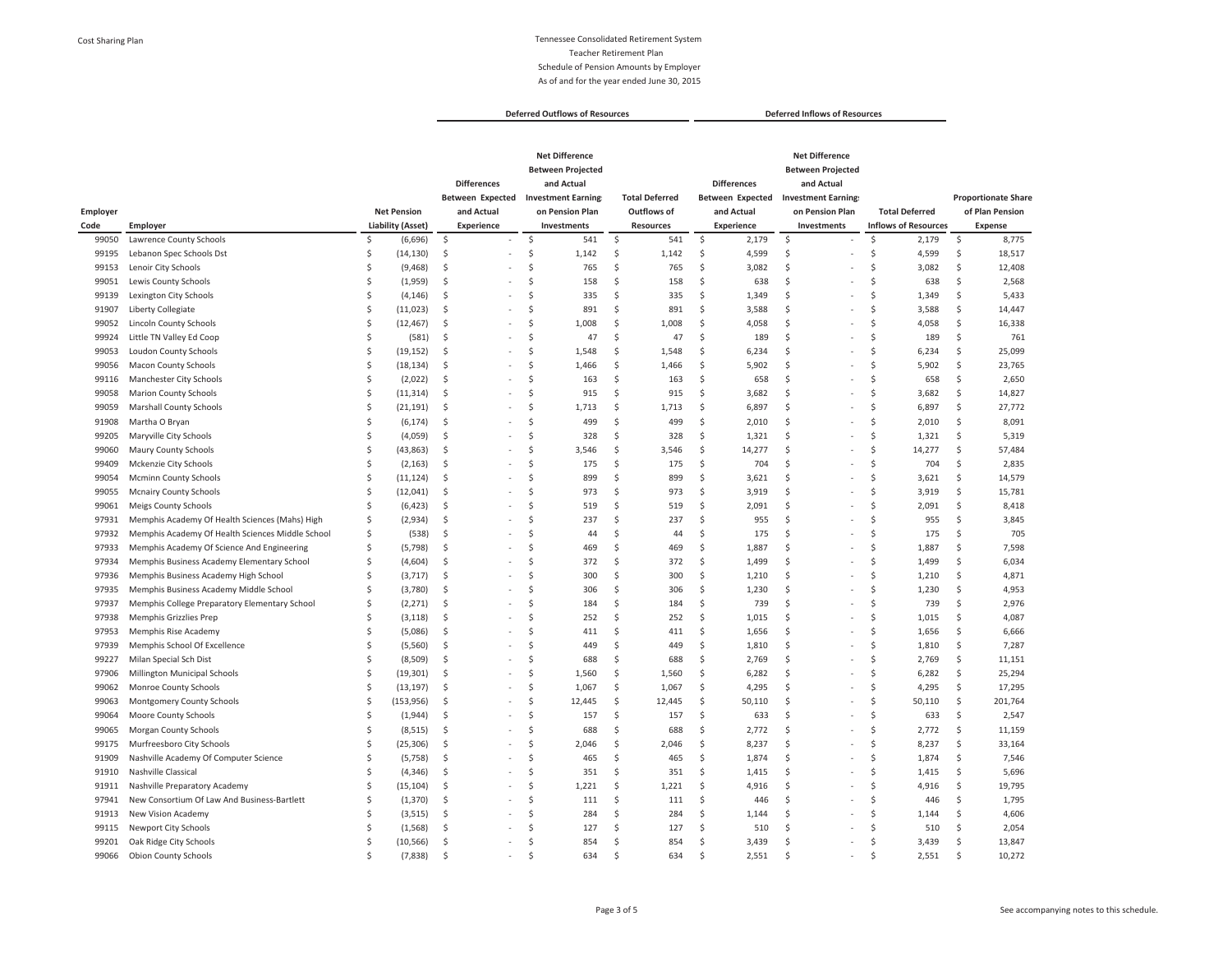Tennessee Consolidated Retirement System
Teacher Retirement Plan
Schedule of Pension Amounts by Employer
As of and for the year ended June 30, 2015

| | | | Deferred Outflows of Resources | | | Deferred Inflows of Resources | | | |
|---|---|---|---|---|---|---|---|---|---|
| Employer Code | Employer | Net Pension Liability (Asset) | Differences Between Expected and Actual Experience | Net Difference Between Projected and Actual Investment Earnings on Pension Plan Investments | Total Deferred Outflows of Resources | Differences Between Expected and Actual Experience | Net Difference Between Projected and Actual Investment Earnings on Pension Plan Investments | Total Deferred Inflows of Resources | Proportionate Share of Plan Pension Expense |
| 99050 | Lawrence County Schools | $ (6,696) | $ - | $ 541 | $ 541 | $ 2,179 | $ - | $ 2,179 | $ 8,775 |
| 99195 | Lebanon Spec Schools Dst | $ (14,130) | $ - | $ 1,142 | $ 1,142 | $ 4,599 | $ - | $ 4,599 | $ 18,517 |
| 99153 | Lenoir City Schools | $ (9,468) | $ - | $ 765 | $ 765 | $ 3,082 | $ - | $ 3,082 | $ 12,408 |
| 99051 | Lewis County Schools | $ (1,959) | $ - | $ 158 | $ 158 | $ 638 | $ - | $ 638 | $ 2,568 |
| 99139 | Lexington City Schools | $ (4,146) | $ - | $ 335 | $ 335 | $ 1,349 | $ - | $ 1,349 | $ 5,433 |
| 91907 | Liberty Collegiate | $ (11,023) | $ - | $ 891 | $ 891 | $ 3,588 | $ - | $ 3,588 | $ 14,447 |
| 99052 | Lincoln County Schools | $ (12,467) | $ - | $ 1,008 | $ 1,008 | $ 4,058 | $ - | $ 4,058 | $ 16,338 |
| 99924 | Little TN Valley Ed Coop | $ (581) | $ - | $ 47 | $ 47 | $ 189 | $ - | $ 189 | $ 761 |
| 99053 | Loudon County Schools | $ (19,152) | $ - | $ 1,548 | $ 1,548 | $ 6,234 | $ - | $ 6,234 | $ 25,099 |
| 99056 | Macon County Schools | $ (18,134) | $ - | $ 1,466 | $ 1,466 | $ 5,902 | $ - | $ 5,902 | $ 23,765 |
| 99116 | Manchester City Schools | $ (2,022) | $ - | $ 163 | $ 163 | $ 658 | $ - | $ 658 | $ 2,650 |
| 99058 | Marion County Schools | $ (11,314) | $ - | $ 915 | $ 915 | $ 3,682 | $ - | $ 3,682 | $ 14,827 |
| 99059 | Marshall County Schools | $ (21,191) | $ - | $ 1,713 | $ 1,713 | $ 6,897 | $ - | $ 6,897 | $ 27,772 |
| 91908 | Martha O Bryan | $ (6,174) | $ - | $ 499 | $ 499 | $ 2,010 | $ - | $ 2,010 | $ 8,091 |
| 99205 | Maryville City Schools | $ (4,059) | $ - | $ 328 | $ 328 | $ 1,321 | $ - | $ 1,321 | $ 5,319 |
| 99060 | Maury County Schools | $ (43,863) | $ - | $ 3,546 | $ 3,546 | $ 14,277 | $ - | $ 14,277 | $ 57,484 |
| 99409 | Mckenzie City Schools | $ (2,163) | $ - | $ 175 | $ 175 | $ 704 | $ - | $ 704 | $ 2,835 |
| 99054 | Mcminn County Schools | $ (11,124) | $ - | $ 899 | $ 899 | $ 3,621 | $ - | $ 3,621 | $ 14,579 |
| 99055 | Mcnairy County Schools | $ (12,041) | $ - | $ 973 | $ 973 | $ 3,919 | $ - | $ 3,919 | $ 15,781 |
| 99061 | Meigs County Schools | $ (6,423) | $ - | $ 519 | $ 519 | $ 2,091 | $ - | $ 2,091 | $ 8,418 |
| 97931 | Memphis Academy Of Health Sciences (Mahs) High | $ (2,934) | $ - | $ 237 | $ 237 | $ 955 | $ - | $ 955 | $ 3,845 |
| 97932 | Memphis Academy Of Health Sciences Middle School | $ (538) | $ - | $ 44 | $ 44 | $ 175 | $ - | $ 175 | $ 705 |
| 97933 | Memphis Academy Of Science And Engineering | $ (5,798) | $ - | $ 469 | $ 469 | $ 1,887 | $ - | $ 1,887 | $ 7,598 |
| 97934 | Memphis Business Academy Elementary School | $ (4,604) | $ - | $ 372 | $ 372 | $ 1,499 | $ - | $ 1,499 | $ 6,034 |
| 97936 | Memphis Business Academy High School | $ (3,717) | $ - | $ 300 | $ 300 | $ 1,210 | $ - | $ 1,210 | $ 4,871 |
| 97935 | Memphis Business Academy Middle School | $ (3,780) | $ - | $ 306 | $ 306 | $ 1,230 | $ - | $ 1,230 | $ 4,953 |
| 97937 | Memphis College Preparatory Elementary School | $ (2,271) | $ - | $ 184 | $ 184 | $ 739 | $ - | $ 739 | $ 2,976 |
| 97938 | Memphis Grizzlies Prep | $ (3,118) | $ - | $ 252 | $ 252 | $ 1,015 | $ - | $ 1,015 | $ 4,087 |
| 97953 | Memphis Rise Academy | $ (5,086) | $ - | $ 411 | $ 411 | $ 1,656 | $ - | $ 1,656 | $ 6,666 |
| 97939 | Memphis School Of Excellence | $ (5,560) | $ - | $ 449 | $ 449 | $ 1,810 | $ - | $ 1,810 | $ 7,287 |
| 99227 | Milan Special Sch Dist | $ (8,509) | $ - | $ 688 | $ 688 | $ 2,769 | $ - | $ 2,769 | $ 11,151 |
| 97906 | Millington Municipal Schools | $ (19,301) | $ - | $ 1,560 | $ 1,560 | $ 6,282 | $ - | $ 6,282 | $ 25,294 |
| 99062 | Monroe County Schools | $ (13,197) | $ - | $ 1,067 | $ 1,067 | $ 4,295 | $ - | $ 4,295 | $ 17,295 |
| 99063 | Montgomery County Schools | $ (153,956) | $ - | $ 12,445 | $ 12,445 | $ 50,110 | $ - | $ 50,110 | $ 201,764 |
| 99064 | Moore County Schools | $ (1,944) | $ - | $ 157 | $ 157 | $ 633 | $ - | $ 633 | $ 2,547 |
| 99065 | Morgan County Schools | $ (8,515) | $ - | $ 688 | $ 688 | $ 2,772 | $ - | $ 2,772 | $ 11,159 |
| 99175 | Murfreesboro City Schools | $ (25,306) | $ - | $ 2,046 | $ 2,046 | $ 8,237 | $ - | $ 8,237 | $ 33,164 |
| 91909 | Nashville Academy Of Computer Science | $ (5,758) | $ - | $ 465 | $ 465 | $ 1,874 | $ - | $ 1,874 | $ 7,546 |
| 91910 | Nashville Classical | $ (4,346) | $ - | $ 351 | $ 351 | $ 1,415 | $ - | $ 1,415 | $ 5,696 |
| 91911 | Nashville Preparatory Academy | $ (15,104) | $ - | $ 1,221 | $ 1,221 | $ 4,916 | $ - | $ 4,916 | $ 19,795 |
| 97941 | New Consortium Of Law And Business-Bartlett | $ (1,370) | $ - | $ 111 | $ 111 | $ 446 | $ - | $ 446 | $ 1,795 |
| 91913 | New Vision Academy | $ (3,515) | $ - | $ 284 | $ 284 | $ 1,144 | $ - | $ 1,144 | $ 4,606 |
| 99115 | Newport City Schools | $ (1,568) | $ - | $ 127 | $ 127 | $ 510 | $ - | $ 510 | $ 2,054 |
| 99201 | Oak Ridge City Schools | $ (10,566) | $ - | $ 854 | $ 854 | $ 3,439 | $ - | $ 3,439 | $ 13,847 |
| 99066 | Obion County Schools | $ (7,838) | $ - | $ 634 | $ 634 | $ 2,551 | $ - | $ 2,551 | $ 10,272 |

See accompanying notes to this schedule.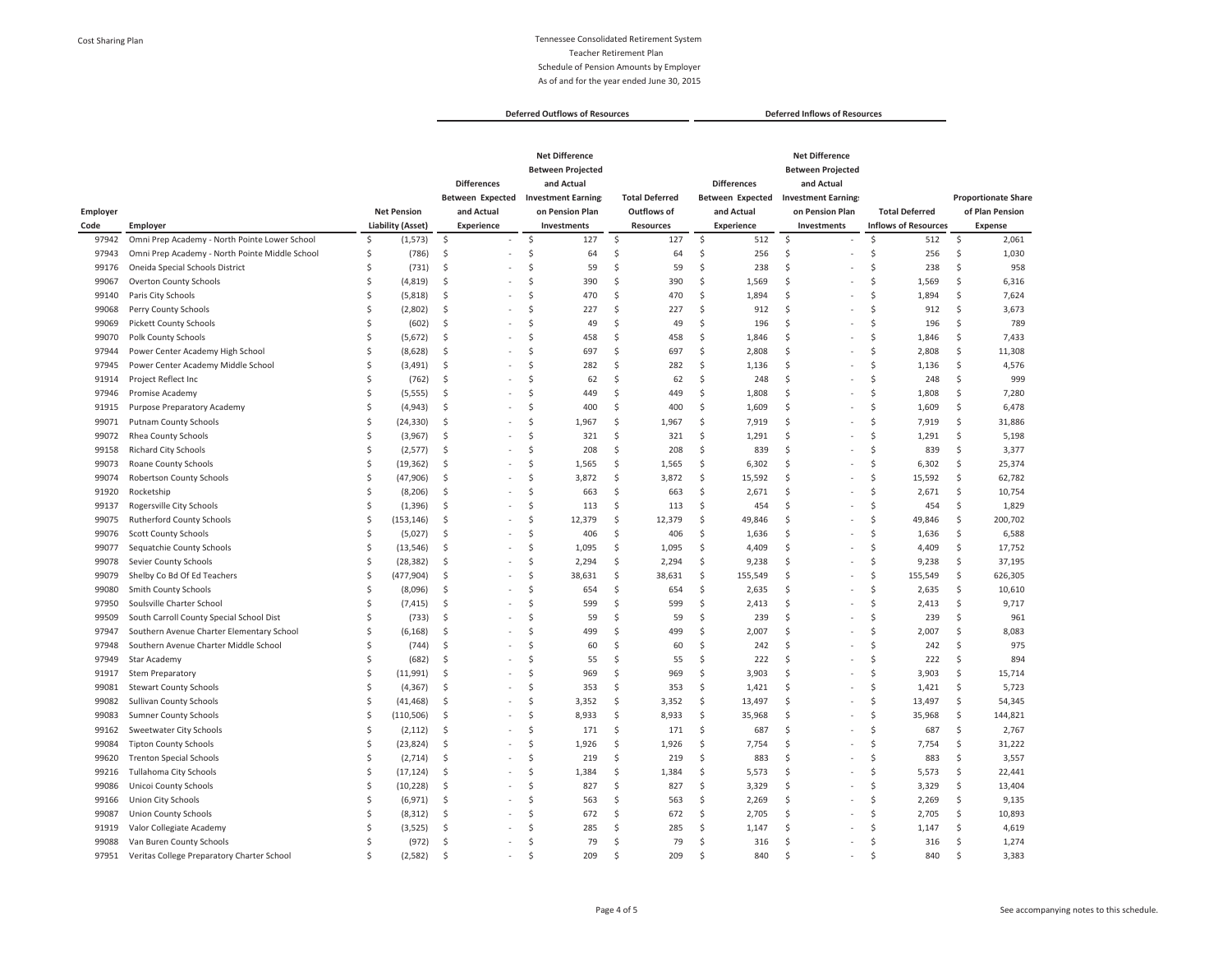Cost Sharing Plan

Tennessee Consolidated Retirement System
Teacher Retirement Plan
Schedule of Pension Amounts by Employer
As of and for the year ended June 30, 2015

| | | | Deferred Outflows of Resources | | | Deferred Inflows of Resources | | | |
|---|---|---|---|---|---|---|---|---|---|
| Employer Code | Employer | Net Pension Liability (Asset) | Differences Between Expected and Actual Experience | Net Difference Between Projected and Actual Investment Earnings on Pension Plan Investments | Total Deferred Outflows of Resources | Differences Between Expected and Actual Experience | Net Difference Between Projected and Actual Investment Earnings on Pension Plan Investments | Total Deferred Inflows of Resources | Proportionate Share of Plan Pension Expense |
| 97942 | Omni Prep Academy - North Pointe Lower School | $ (1,573) | $ - | $ 127 | $ 127 | $ 512 | $ - | $ 512 | $ 2,061 |
| 97943 | Omni Prep Academy - North Pointe Middle School | $ (786) | $ - | $ 64 | $ 64 | $ 256 | $ - | $ 256 | $ 1,030 |
| 99176 | Oneida Special Schools District | $ (731) | $ - | $ 59 | $ 59 | $ 238 | $ - | $ 238 | $ 958 |
| 99067 | Overton County Schools | $ (4,819) | $ - | $ 390 | $ 390 | $ 1,569 | $ - | $ 1,569 | $ 6,316 |
| 99140 | Paris City Schools | $ (5,818) | $ - | $ 470 | $ 470 | $ 1,894 | $ - | $ 1,894 | $ 7,624 |
| 99068 | Perry County Schools | $ (2,802) | $ - | $ 227 | $ 227 | $ 912 | $ - | $ 912 | $ 3,673 |
| 99069 | Pickett County Schools | $ (602) | $ - | $ 49 | $ 49 | $ 196 | $ - | $ 196 | $ 789 |
| 99070 | Polk County Schools | $ (5,672) | $ - | $ 458 | $ 458 | $ 1,846 | $ - | $ 1,846 | $ 7,433 |
| 97944 | Power Center Academy High School | $ (8,628) | $ - | $ 697 | $ 697 | $ 2,808 | $ - | $ 2,808 | $ 11,308 |
| 97945 | Power Center Academy Middle School | $ (3,491) | $ - | $ 282 | $ 282 | $ 1,136 | $ - | $ 1,136 | $ 4,576 |
| 91914 | Project Reflect Inc | $ (762) | $ - | $ 62 | $ 62 | $ 248 | $ - | $ 248 | $ 999 |
| 97946 | Promise Academy | $ (5,555) | $ - | $ 449 | $ 449 | $ 1,808 | $ - | $ 1,808 | $ 7,280 |
| 91915 | Purpose Preparatory Academy | $ (4,943) | $ - | $ 400 | $ 400 | $ 1,609 | $ - | $ 1,609 | $ 6,478 |
| 99071 | Putnam County Schools | $ (24,330) | $ - | $ 1,967 | $ 1,967 | $ 7,919 | $ - | $ 7,919 | $ 31,886 |
| 99072 | Rhea County Schools | $ (3,967) | $ - | $ 321 | $ 321 | $ 1,291 | $ - | $ 1,291 | $ 5,198 |
| 99158 | Richard City Schools | $ (2,577) | $ - | $ 208 | $ 208 | $ 839 | $ - | $ 839 | $ 3,377 |
| 99073 | Roane County Schools | $ (19,362) | $ - | $ 1,565 | $ 1,565 | $ 6,302 | $ - | $ 6,302 | $ 25,374 |
| 99074 | Robertson County Schools | $ (47,906) | $ - | $ 3,872 | $ 3,872 | $ 15,592 | $ - | $ 15,592 | $ 62,782 |
| 91920 | Rocketship | $ (8,206) | $ - | $ 663 | $ 663 | $ 2,671 | $ - | $ 2,671 | $ 10,754 |
| 99137 | Rogersville City Schools | $ (1,396) | $ - | $ 113 | $ 113 | $ 454 | $ - | $ 454 | $ 1,829 |
| 99075 | Rutherford County Schools | $ (153,146) | $ - | $ 12,379 | $ 12,379 | $ 49,846 | $ - | $ 49,846 | $ 200,702 |
| 99076 | Scott County Schools | $ (5,027) | $ - | $ 406 | $ 406 | $ 1,636 | $ - | $ 1,636 | $ 6,588 |
| 99077 | Sequatchie County Schools | $ (13,546) | $ - | $ 1,095 | $ 1,095 | $ 4,409 | $ - | $ 4,409 | $ 17,752 |
| 99078 | Sevier County Schools | $ (28,382) | $ - | $ 2,294 | $ 2,294 | $ 9,238 | $ - | $ 9,238 | $ 37,195 |
| 99079 | Shelby Co Bd Of Ed Teachers | $ (477,904) | $ - | $ 38,631 | $ 38,631 | $ 155,549 | $ - | $ 155,549 | $ 626,305 |
| 99080 | Smith County Schools | $ (8,096) | $ - | $ 654 | $ 654 | $ 2,635 | $ - | $ 2,635 | $ 10,610 |
| 97950 | Soulsville Charter School | $ (7,415) | $ - | $ 599 | $ 599 | $ 2,413 | $ - | $ 2,413 | $ 9,717 |
| 99509 | South Carroll County Special School Dist | $ (733) | $ - | $ 59 | $ 59 | $ 239 | $ - | $ 239 | $ 961 |
| 97947 | Southern Avenue Charter Elementary School | $ (6,168) | $ - | $ 499 | $ 499 | $ 2,007 | $ - | $ 2,007 | $ 8,083 |
| 97948 | Southern Avenue Charter Middle School | $ (744) | $ - | $ 60 | $ 60 | $ 242 | $ - | $ 242 | $ 975 |
| 97949 | Star Academy | $ (682) | $ - | $ 55 | $ 55 | $ 222 | $ - | $ 222 | $ 894 |
| 91917 | Stem Preparatory | $ (11,991) | $ - | $ 969 | $ 969 | $ 3,903 | $ - | $ 3,903 | $ 15,714 |
| 99081 | Stewart County Schools | $ (4,367) | $ - | $ 353 | $ 353 | $ 1,421 | $ - | $ 1,421 | $ 5,723 |
| 99082 | Sullivan County Schools | $ (41,468) | $ - | $ 3,352 | $ 3,352 | $ 13,497 | $ - | $ 13,497 | $ 54,345 |
| 99083 | Sumner County Schools | $ (110,506) | $ - | $ 8,933 | $ 8,933 | $ 35,968 | $ - | $ 35,968 | $ 144,821 |
| 99162 | Sweetwater City Schools | $ (2,112) | $ - | $ 171 | $ 171 | $ 687 | $ - | $ 687 | $ 2,767 |
| 99084 | Tipton County Schools | $ (23,824) | $ - | $ 1,926 | $ 1,926 | $ 7,754 | $ - | $ 7,754 | $ 31,222 |
| 99620 | Trenton Special Schools | $ (2,714) | $ - | $ 219 | $ 219 | $ 883 | $ - | $ 883 | $ 3,557 |
| 99216 | Tullahoma City Schools | $ (17,124) | $ - | $ 1,384 | $ 1,384 | $ 5,573 | $ - | $ 5,573 | $ 22,441 |
| 99086 | Unicoi County Schools | $ (10,228) | $ - | $ 827 | $ 827 | $ 3,329 | $ - | $ 3,329 | $ 13,404 |
| 99166 | Union City Schools | $ (6,971) | $ - | $ 563 | $ 563 | $ 2,269 | $ - | $ 2,269 | $ 9,135 |
| 99087 | Union County Schools | $ (8,312) | $ - | $ 672 | $ 672 | $ 2,705 | $ - | $ 2,705 | $ 10,893 |
| 91919 | Valor Collegiate Academy | $ (3,525) | $ - | $ 285 | $ 285 | $ 1,147 | $ - | $ 1,147 | $ 4,619 |
| 99088 | Van Buren County Schools | $ (972) | $ - | $ 79 | $ 79 | $ 316 | $ - | $ 316 | $ 1,274 |
| 97951 | Veritas College Preparatory Charter School | $ (2,582) | $ - | $ 209 | $ 209 | $ 840 | $ - | $ 840 | $ 3,383 |

See accompanying notes to this schedule.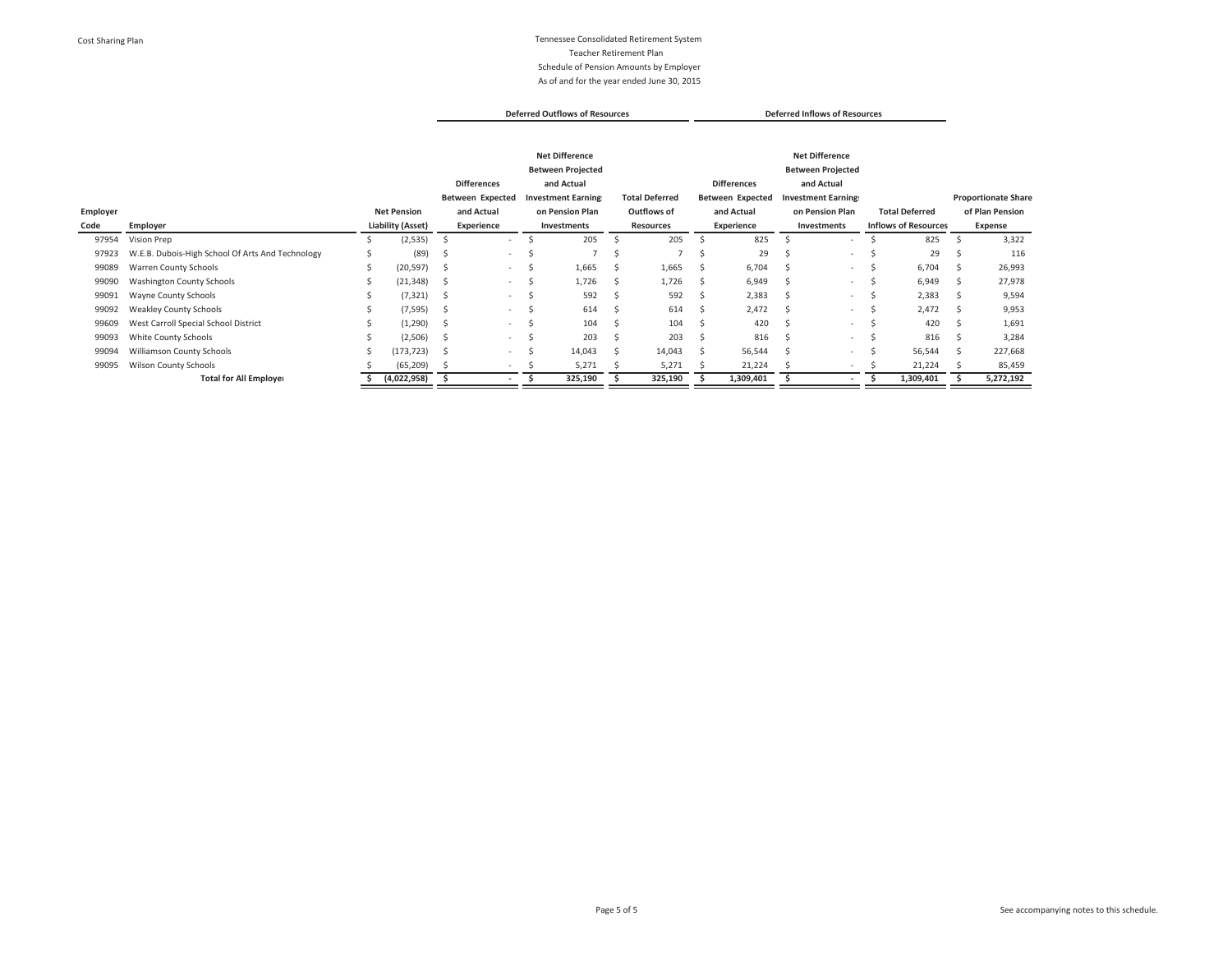Cost Sharing Plan

# Tennessee Consolidated Retirement System
## Teacher Retirement Plan
### Schedule of Pension Amounts by Employer
### As of and for the year ended June 30, 2015

| | | | Deferred Outflows of Resources | | | Deferred Inflows of Resources | | | |
|---|---|---|---|---|---|---|---|---|---|
| Employer Code | Employer | Net Pension Liability (Asset) | Differences Between Expected and Actual Experience | Net Difference Between Projected and Actual Investment Earnings on Pension Plan Investments | Total Deferred Outflows of Resources | Differences Between Expected and Actual Experience | Net Difference Between Projected and Actual Investment Earnings on Pension Plan Investments | Total Deferred Inflows of Resources | Proportionate Share of Plan Pension Expense |
| 97954 | Vision Prep | $ (2,535) | $ - | $ 205 | $ 205 | $ 825 | $ - | $ 825 | $ 3,322 |
| 97923 | W.E.B. Dubois-High School Of Arts And Technology | $ (89) | $ - | $ 7 | $ 7 | $ 29 | $ - | $ 29 | $ 116 |
| 99089 | Warren County Schools | $ (20,597) | $ - | $ 1,665 | $ 1,665 | $ 6,704 | $ - | $ 6,704 | $ 26,993 |
| 99090 | Washington County Schools | $ (21,348) | $ - | $ 1,726 | $ 1,726 | $ 6,949 | $ - | $ 6,949 | $ 27,978 |
| 99091 | Wayne County Schools | $ (7,321) | $ - | $ 592 | $ 592 | $ 2,383 | $ - | $ 2,383 | $ 9,594 |
| 99092 | Weakley County Schools | $ (7,595) | $ - | $ 614 | $ 614 | $ 2,472 | $ - | $ 2,472 | $ 9,953 |
| 99609 | West Carroll Special School District | $ (1,290) | $ - | $ 104 | $ 104 | $ 420 | $ - | $ 420 | $ 1,691 |
| 99093 | White County Schools | $ (2,506) | $ - | $ 203 | $ 203 | $ 816 | $ - | $ 816 | $ 3,284 |
| 99094 | Williamson County Schools | $ (173,723) | $ - | $ 14,043 | $ 14,043 | $ 56,544 | $ - | $ 56,544 | $ 227,668 |
| 99095 | Wilson County Schools | $ (65,209) | $ - | $ 5,271 | $ 5,271 | $ 21,224 | $ - | $ 21,224 | $ 85,459 |
| | **Total for All Employers** | **$ (4,022,958)** | **$ -** | **$ 325,190** | **$ 325,190** | **$ 1,309,401** | **$ -** | **$ 1,309,401** | **$ 5,272,192** |

See accompanying notes to this schedule.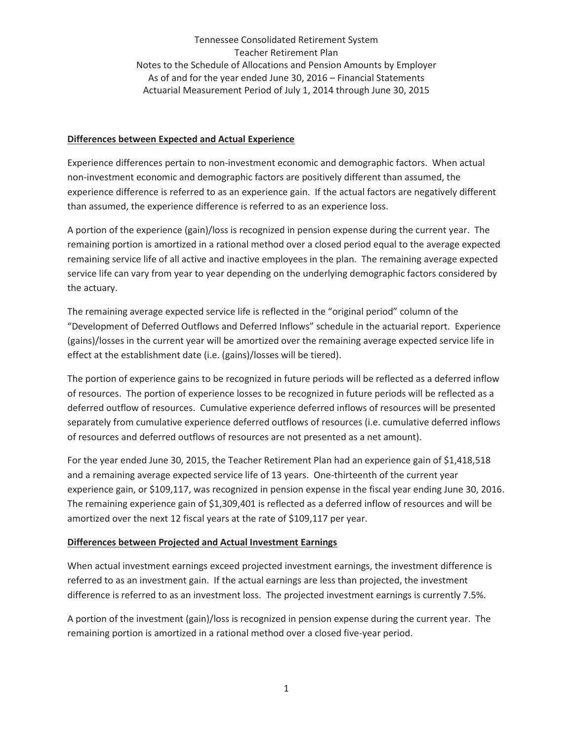Tennessee Consolidated Retirement System
Teacher Retirement Plan
Notes to the Schedule of Allocations and Pension Amounts by Employer
As of and for the year ended June 30, 2016 – Financial Statements
Actuarial Measurement Period of July 1, 2014 through June 30, 2015

## Differences between Expected and Actual Experience

Experience differences pertain to non-investment economic and demographic factors. When actual non-investment economic and demographic factors are positively different than assumed, the experience difference is referred to as an experience gain. If the actual factors are negatively different than assumed, the experience difference is referred to as an experience loss.

A portion of the experience (gain)/loss is recognized in pension expense during the current year. The remaining portion is amortized in a rational method over a closed period equal to the average expected remaining service life of all active and inactive employees in the plan. The remaining average expected service life can vary from year to year depending on the underlying demographic factors considered by the actuary.

The remaining average expected service life is reflected in the "original period" column of the "Development of Deferred Outflows and Deferred Inflows" schedule in the actuarial report. Experience (gains)/losses in the current year will be amortized over the remaining average expected service life in effect at the establishment date (i.e. (gains)/losses will be tiered).

The portion of experience gains to be recognized in future periods will be reflected as a deferred inflow of resources. The portion of experience losses to be recognized in future periods will be reflected as a deferred outflow of resources. Cumulative experience deferred inflows of resources will be presented separately from cumulative experience deferred outflows of resources (i.e. cumulative deferred inflows of resources and deferred outflows of resources are not presented as a net amount).

For the year ended June 30, 2015, the Teacher Retirement Plan had an experience gain of $1,418,518 and a remaining average expected service life of 13 years. One-thirteenth of the current year experience gain, or $109,117, was recognized in pension expense in the fiscal year ending June 30, 2016. The remaining experience gain of $1,309,401 is reflected as a deferred inflow of resources and will be amortized over the next 12 fiscal years at the rate of $109,117 per year.

## Differences between Projected and Actual Investment Earnings

When actual investment earnings exceed projected investment earnings, the investment difference is referred to as an investment gain. If the actual earnings are less than projected, the investment difference is referred to as an investment loss. The projected investment earnings is currently 7.5%.

A portion of the investment (gain)/loss is recognized in pension expense during the current year. The remaining portion is amortized in a rational method over a closed five-year period.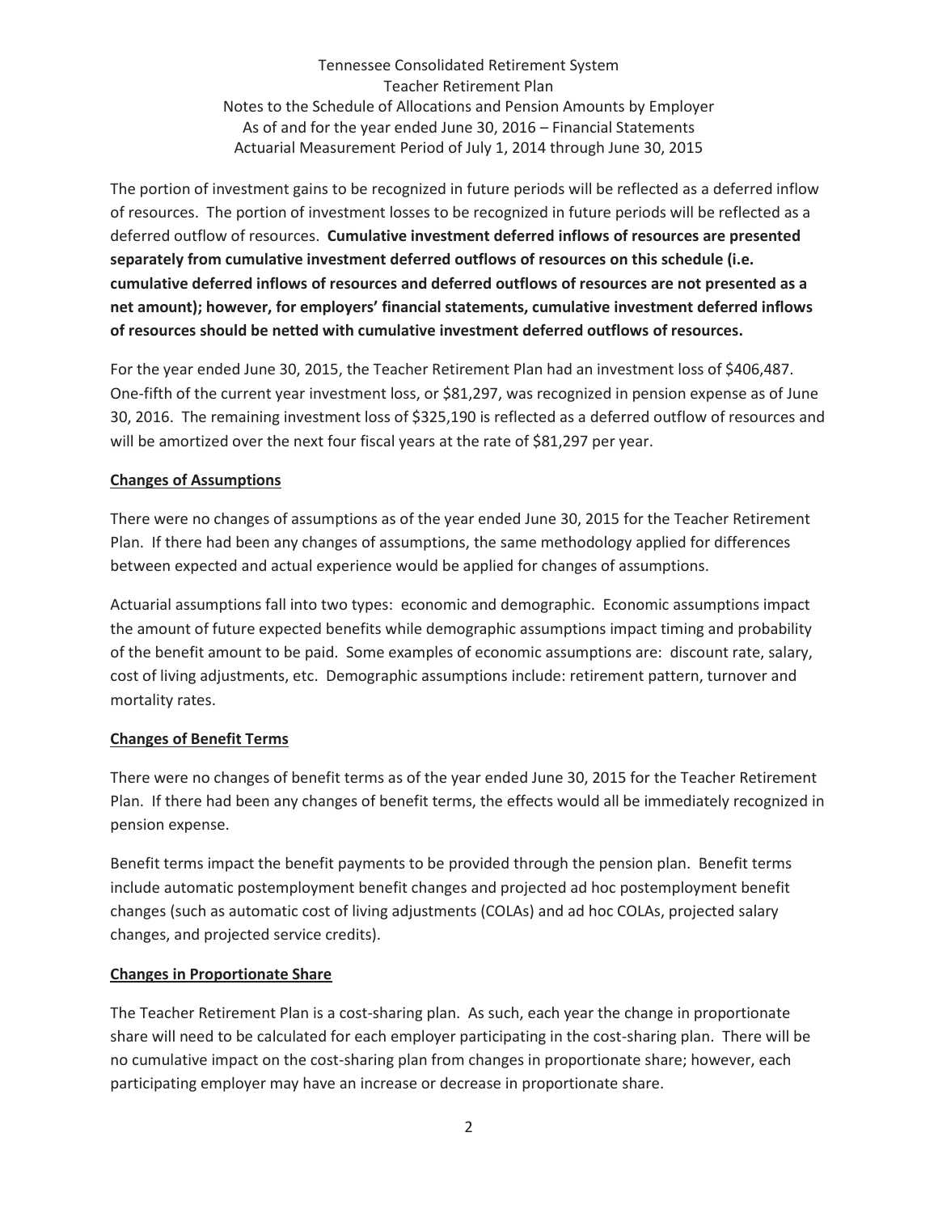The portion of investment gains to be recognized in future periods will be reflected as a deferred inflow of resources. The portion of investment losses to be recognized in future periods will be reflected as a deferred outflow of resources. **Cumulative investment deferred inflows of resources are presented separately from cumulative investment deferred outflows of resources on this schedule (i.e. cumulative deferred inflows of resources and deferred outflows of resources are not presented as a net amount); however, for employers' financial statements, cumulative investment deferred inflows of resources should be netted with cumulative investment deferred outflows of resources.**

For the year ended June 30, 2015, the Teacher Retirement Plan had an investment loss of $406,487. One-fifth of the current year investment loss, or $81,297, was recognized in pension expense as of June 30, 2016. The remaining investment loss of $325,190 is reflected as a deferred outflow of resources and will be amortized over the next four fiscal years at the rate of $81,297 per year.

## Changes of Assumptions

There were no changes of assumptions as of the year ended June 30, 2015 for the Teacher Retirement Plan. If there had been any changes of assumptions, the same methodology applied for differences between expected and actual experience would be applied for changes of assumptions.

Actuarial assumptions fall into two types: economic and demographic. Economic assumptions impact the amount of future expected benefits while demographic assumptions impact timing and probability of the benefit amount to be paid. Some examples of economic assumptions are: discount rate, salary, cost of living adjustments, etc. Demographic assumptions include: retirement pattern, turnover and mortality rates.

## Changes of Benefit Terms

There were no changes of benefit terms as of the year ended June 30, 2015 for the Teacher Retirement Plan. If there had been any changes of benefit terms, the effects would all be immediately recognized in pension expense.

Benefit terms impact the benefit payments to be provided through the pension plan. Benefit terms include automatic postemployment benefit changes and projected ad hoc postemployment benefit changes (such as automatic cost of living adjustments (COLAs) and ad hoc COLAs, projected salary changes, and projected service credits).

## Changes in Proportionate Share

The Teacher Retirement Plan is a cost-sharing plan. As such, each year the change in proportionate share will need to be calculated for each employer participating in the cost-sharing plan. There will be no cumulative impact on the cost-sharing plan from changes in proportionate share; however, each participating employer may have an increase or decrease in proportionate share.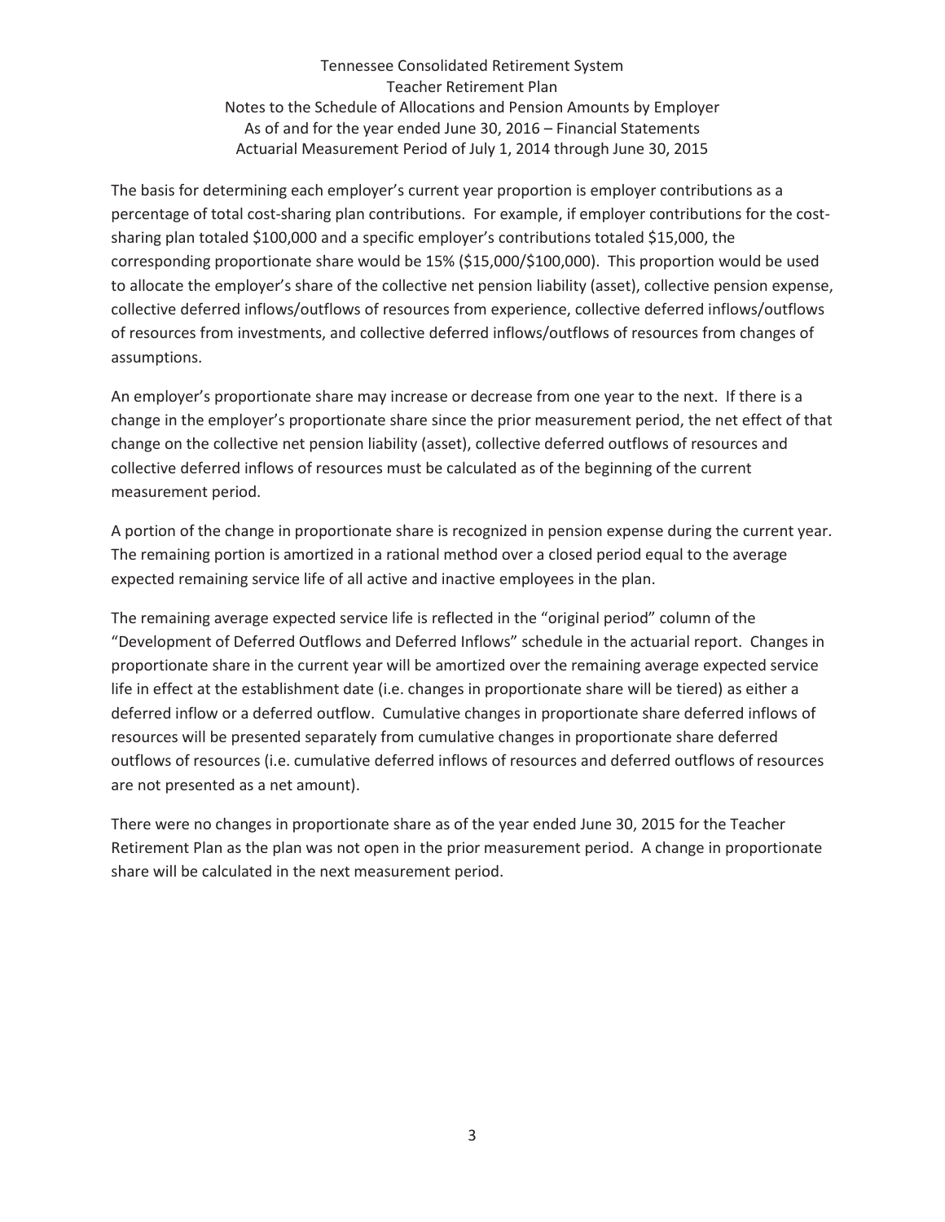Tennessee Consolidated Retirement System
Teacher Retirement Plan
Notes to the Schedule of Allocations and Pension Amounts by Employer
As of and for the year ended June 30, 2016 – Financial Statements
Actuarial Measurement Period of July 1, 2014 through June 30, 2015

The basis for determining each employer's current year proportion is employer contributions as a percentage of total cost-sharing plan contributions. For example, if employer contributions for the cost-sharing plan totaled $100,000 and a specific employer's contributions totaled $15,000, the corresponding proportionate share would be 15% ($15,000/$100,000). This proportion would be used to allocate the employer's share of the collective net pension liability (asset), collective pension expense, collective deferred inflows/outflows of resources from experience, collective deferred inflows/outflows of resources from investments, and collective deferred inflows/outflows of resources from changes of assumptions.

An employer's proportionate share may increase or decrease from one year to the next. If there is a change in the employer's proportionate share since the prior measurement period, the net effect of that change on the collective net pension liability (asset), collective deferred outflows of resources and collective deferred inflows of resources must be calculated as of the beginning of the current measurement period.

A portion of the change in proportionate share is recognized in pension expense during the current year. The remaining portion is amortized in a rational method over a closed period equal to the average expected remaining service life of all active and inactive employees in the plan.

The remaining average expected service life is reflected in the "original period" column of the "Development of Deferred Outflows and Deferred Inflows" schedule in the actuarial report. Changes in proportionate share in the current year will be amortized over the remaining average expected service life in effect at the establishment date (i.e. changes in proportionate share will be tiered) as either a deferred inflow or a deferred outflow. Cumulative changes in proportionate share deferred inflows of resources will be presented separately from cumulative changes in proportionate share deferred outflows of resources (i.e. cumulative deferred inflows of resources and deferred outflows of resources are not presented as a net amount).

There were no changes in proportionate share as of the year ended June 30, 2015 for the Teacher Retirement Plan as the plan was not open in the prior measurement period. A change in proportionate share will be calculated in the next measurement period.